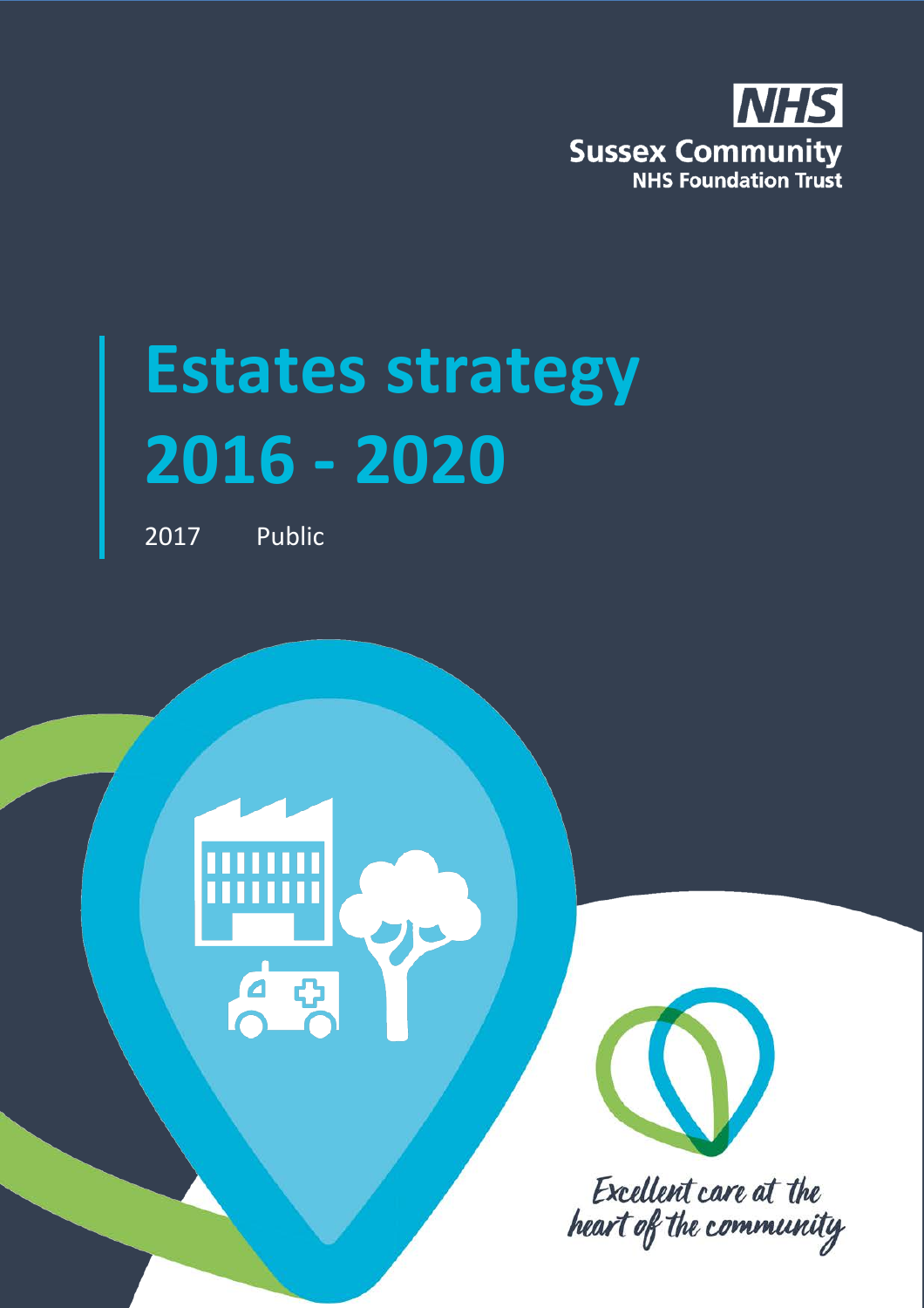NHS

Sussex Community
NHS Foundation Trust

# Estates strategy 2016 - 2020

2017 Public

*Excellent care at the heart of the community*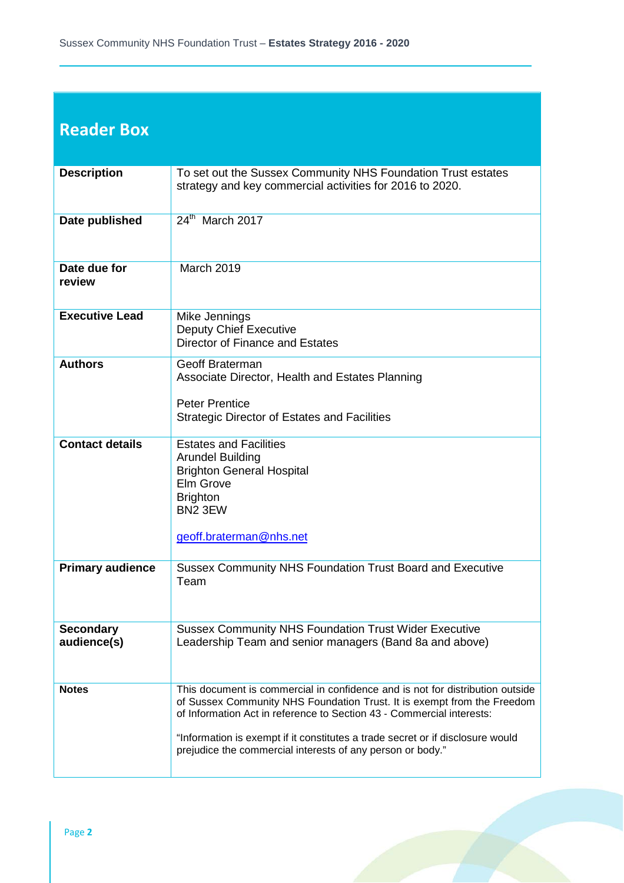## Reader Box

| | |
|---|---|
| **Description** | To set out the Sussex Community NHS Foundation Trust estates strategy and key commercial activities for 2016 to 2020. |
| **Date published** | 24th March 2017 |
| **Date due for review** | March 2019 |
| **Executive Lead** | Mike Jennings<br>Deputy Chief Executive<br>Director of Finance and Estates |
| **Authors** | Geoff Braterman<br>Associate Director, Health and Estates Planning<br><br>Peter Prentice<br>Strategic Director of Estates and Facilities |
| **Contact details** | Estates and Facilities<br>Arundel Building<br>Brighton General Hospital<br>Elm Grove<br>Brighton<br>BN2 3EW<br><br>geoff.braterman@nhs.net |
| **Primary audience** | Sussex Community NHS Foundation Trust Board and Executive Team |
| **Secondary audience(s)** | Sussex Community NHS Foundation Trust Wider Executive Leadership Team and senior managers (Band 8a and above) |
| **Notes** | This document is commercial in confidence and is not for distribution outside of Sussex Community NHS Foundation Trust. It is exempt from the Freedom of Information Act in reference to Section 43 - Commercial interests:<br><br>"Information is exempt if it constitutes a trade secret or if disclosure would prejudice the commercial interests of any person or body." |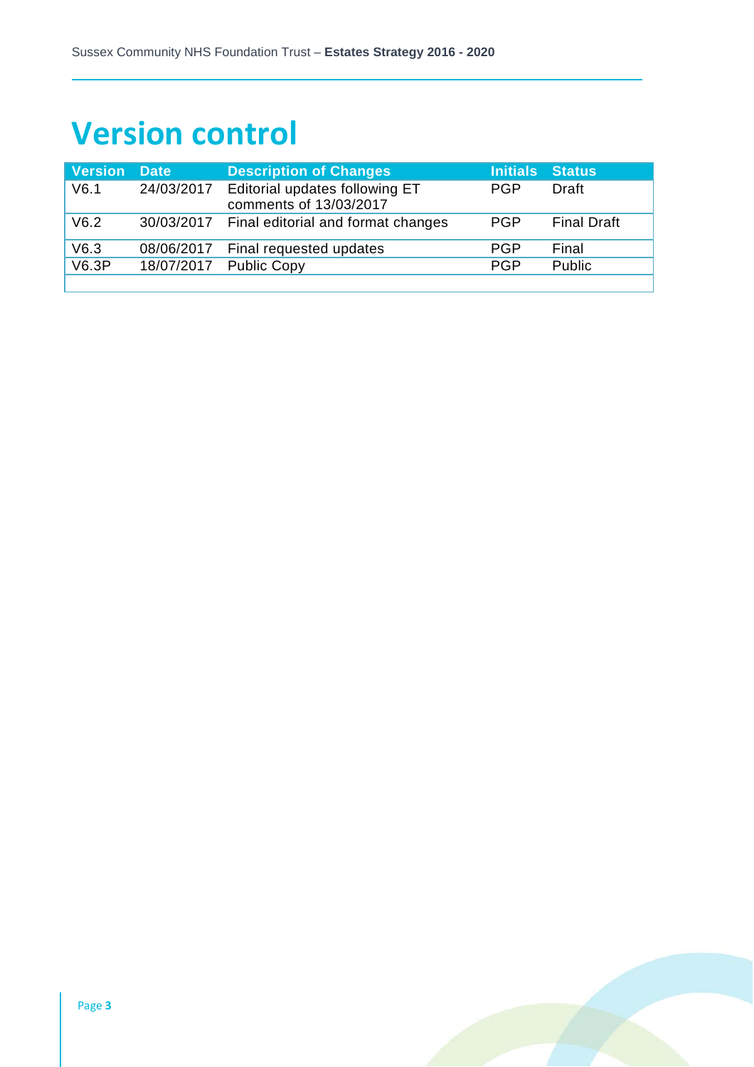# Version control

| Version | Date | Description of Changes | Initials | Status |
|---|---|---|---|---|
| V6.1 | 24/03/2017 | Editorial updates following ET comments of 13/03/2017 | PGP | Draft |
| V6.2 | 30/03/2017 | Final editorial and format changes | PGP | Final Draft |
| V6.3 | 08/06/2017 | Final requested updates | PGP | Final |
| V6.3P | 18/07/2017 | Public Copy | PGP | Public |
| | | | | |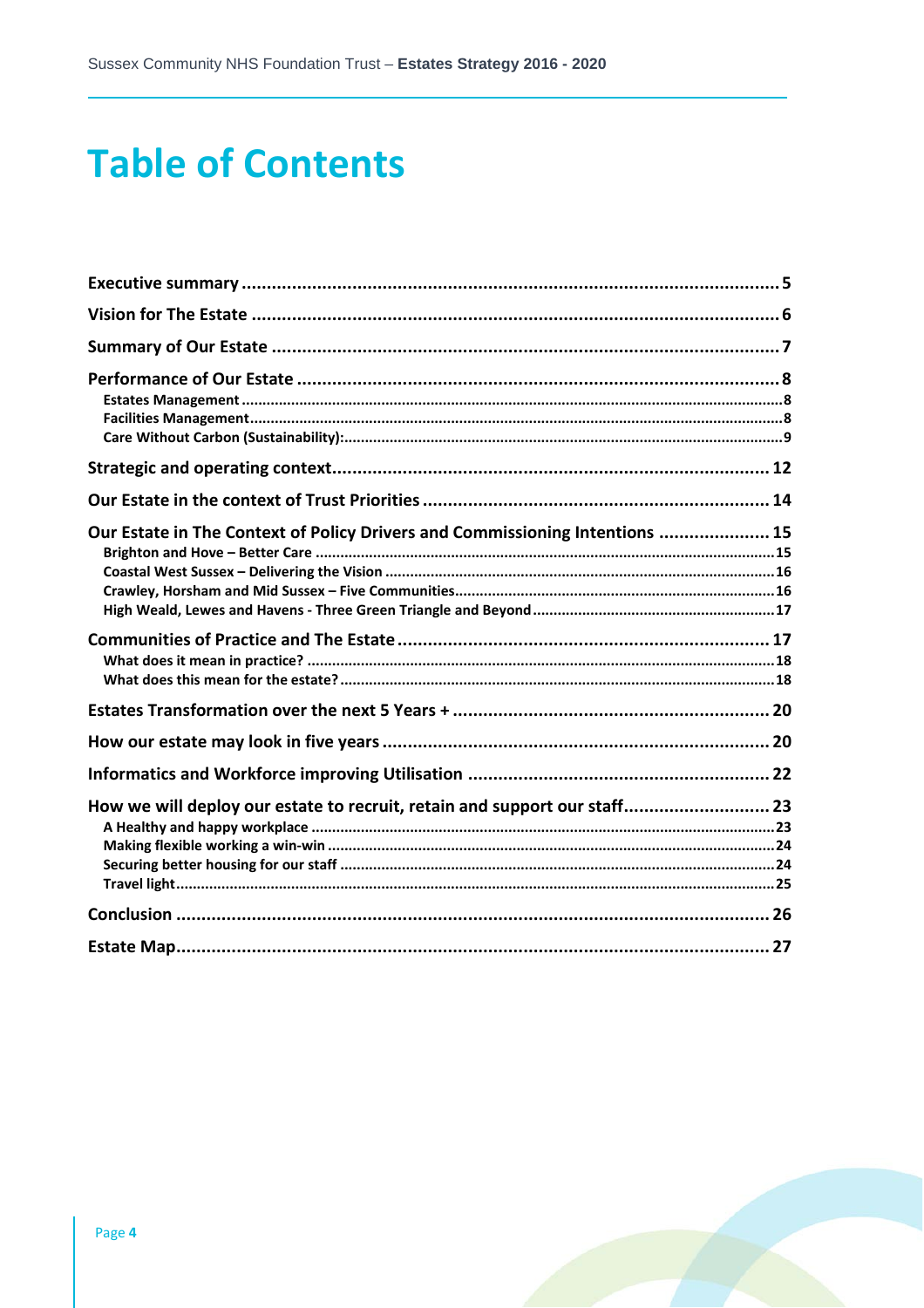# Table of Contents

- **Executive summary** ..... 5
- **Vision for The Estate** ..... 6
- **Summary of Our Estate** ..... 7
- **Performance of Our Estate** ..... 8
  - Estates Management ..... 8
  - Facilities Management ..... 8
  - Care Without Carbon (Sustainability): ..... 9
- **Strategic and operating context** ..... 12
- **Our Estate in the context of Trust Priorities** ..... 14
- **Our Estate in The Context of Policy Drivers and Commissioning Intentions** ..... 15
  - Brighton and Hove – Better Care ..... 15
  - Coastal West Sussex – Delivering the Vision ..... 16
  - Crawley, Horsham and Mid Sussex – Five Communities ..... 16
  - High Weald, Lewes and Havens - Three Green Triangle and Beyond ..... 17
- **Communities of Practice and The Estate** ..... 17
  - What does it mean in practice? ..... 18
  - What does this mean for the estate? ..... 18
- **Estates Transformation over the next 5 Years +** ..... 20
- **How our estate may look in five years** ..... 20
- **Informatics and Workforce improving Utilisation** ..... 22
- **How we will deploy our estate to recruit, retain and support our staff** ..... 23
  - A Healthy and happy workplace ..... 23
  - Making flexible working a win-win ..... 24
  - Securing better housing for our staff ..... 24
  - Travel light ..... 25
- **Conclusion** ..... 26
- **Estate Map** ..... 27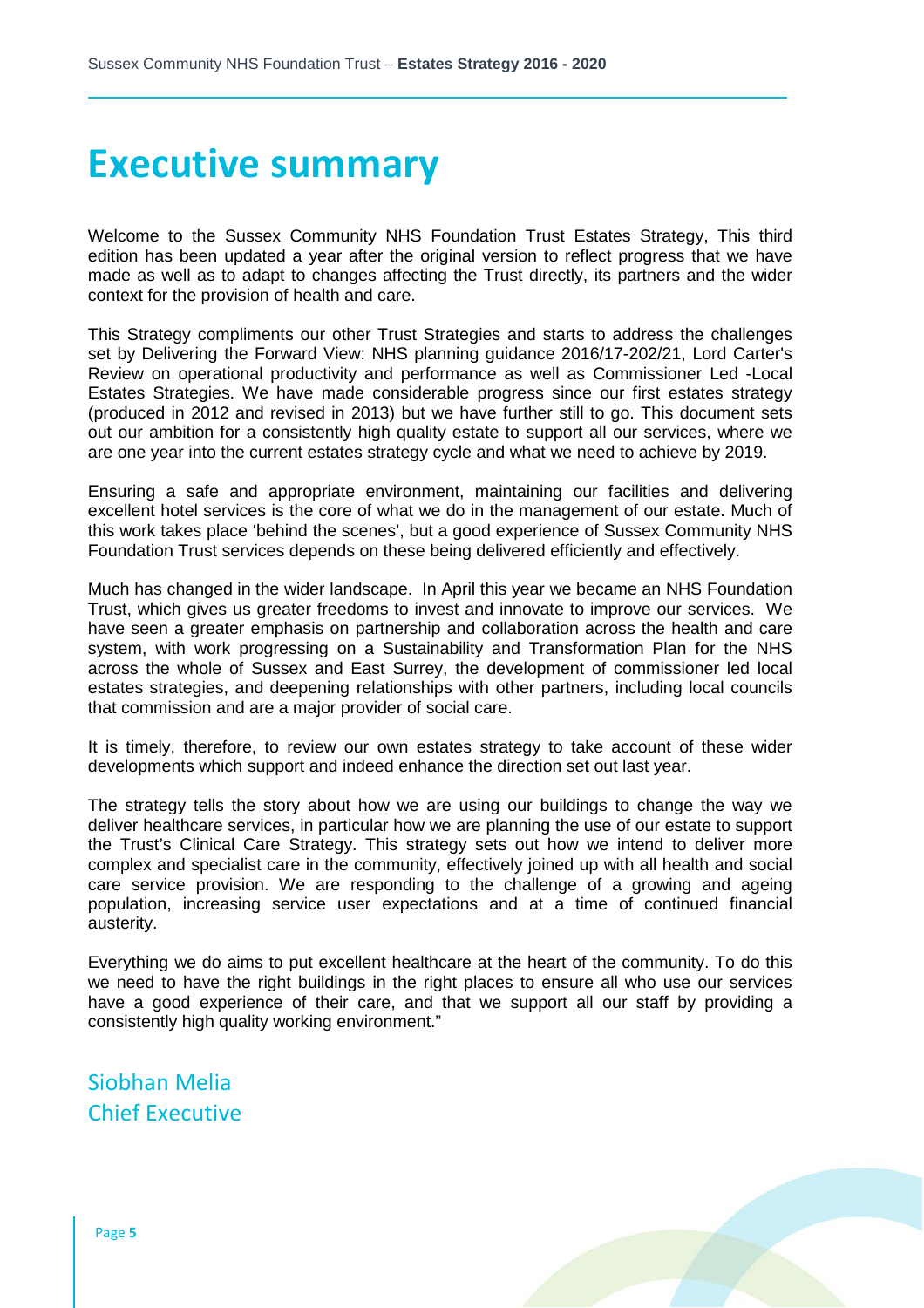# Executive summary

Welcome to the Sussex Community NHS Foundation Trust Estates Strategy, This third edition has been updated a year after the original version to reflect progress that we have made as well as to adapt to changes affecting the Trust directly, its partners and the wider context for the provision of health and care.

This Strategy compliments our other Trust Strategies and starts to address the challenges set by Delivering the Forward View: NHS planning guidance 2016/17-202/21, Lord Carter's Review on operational productivity and performance as well as Commissioner Led -Local Estates Strategies. We have made considerable progress since our first estates strategy (produced in 2012 and revised in 2013) but we have further still to go. This document sets out our ambition for a consistently high quality estate to support all our services, where we are one year into the current estates strategy cycle and what we need to achieve by 2019.

Ensuring a safe and appropriate environment, maintaining our facilities and delivering excellent hotel services is the core of what we do in the management of our estate. Much of this work takes place 'behind the scenes', but a good experience of Sussex Community NHS Foundation Trust services depends on these being delivered efficiently and effectively.

Much has changed in the wider landscape. In April this year we became an NHS Foundation Trust, which gives us greater freedoms to invest and innovate to improve our services. We have seen a greater emphasis on partnership and collaboration across the health and care system, with work progressing on a Sustainability and Transformation Plan for the NHS across the whole of Sussex and East Surrey, the development of commissioner led local estates strategies, and deepening relationships with other partners, including local councils that commission and are a major provider of social care.

It is timely, therefore, to review our own estates strategy to take account of these wider developments which support and indeed enhance the direction set out last year.

The strategy tells the story about how we are using our buildings to change the way we deliver healthcare services, in particular how we are planning the use of our estate to support the Trust's Clinical Care Strategy. This strategy sets out how we intend to deliver more complex and specialist care in the community, effectively joined up with all health and social care service provision. We are responding to the challenge of a growing and ageing population, increasing service user expectations and at a time of continued financial austerity.

Everything we do aims to put excellent healthcare at the heart of the community. To do this we need to have the right buildings in the right places to ensure all who use our services have a good experience of their care, and that we support all our staff by providing a consistently high quality working environment."

Siobhan Melia
Chief Executive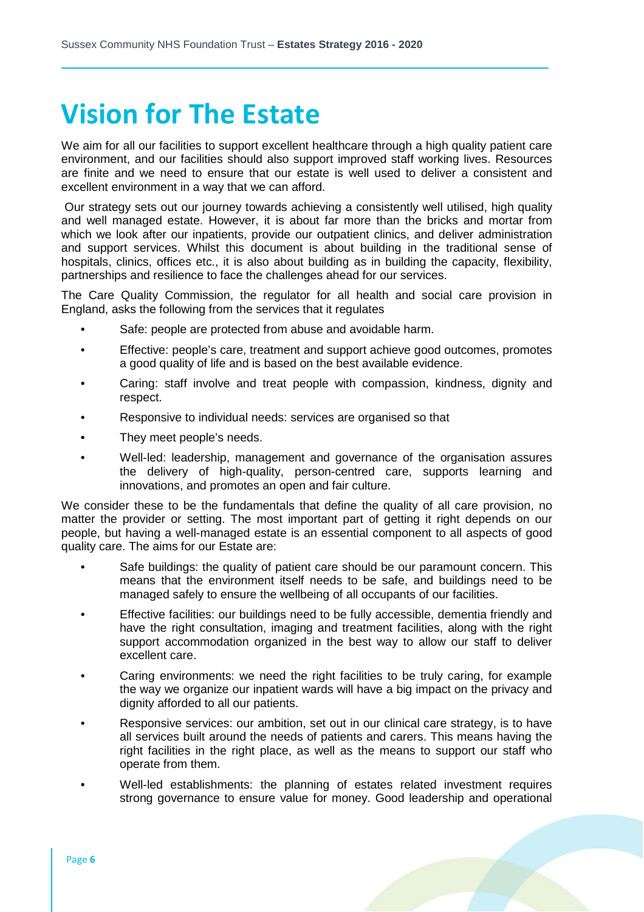# Vision for The Estate

We aim for all our facilities to support excellent healthcare through a high quality patient care environment, and our facilities should also support improved staff working lives. Resources are finite and we need to ensure that our estate is well used to deliver a consistent and excellent environment in a way that we can afford.

Our strategy sets out our journey towards achieving a consistently well utilised, high quality and well managed estate. However, it is about far more than the bricks and mortar from which we look after our inpatients, provide our outpatient clinics, and deliver administration and support services. Whilst this document is about building in the traditional sense of hospitals, clinics, offices etc., it is also about building as in building the capacity, flexibility, partnerships and resilience to face the challenges ahead for our services.

The Care Quality Commission, the regulator for all health and social care provision in England, asks the following from the services that it regulates

- Safe: people are protected from abuse and avoidable harm.
- Effective: people's care, treatment and support achieve good outcomes, promotes a good quality of life and is based on the best available evidence.
- Caring: staff involve and treat people with compassion, kindness, dignity and respect.
- Responsive to individual needs: services are organised so that
- They meet people's needs.
- Well-led: leadership, management and governance of the organisation assures the delivery of high-quality, person-centred care, supports learning and innovations, and promotes an open and fair culture.

We consider these to be the fundamentals that define the quality of all care provision, no matter the provider or setting. The most important part of getting it right depends on our people, but having a well-managed estate is an essential component to all aspects of good quality care. The aims for our Estate are:

- Safe buildings: the quality of patient care should be our paramount concern. This means that the environment itself needs to be safe, and buildings need to be managed safely to ensure the wellbeing of all occupants of our facilities.
- Effective facilities: our buildings need to be fully accessible, dementia friendly and have the right consultation, imaging and treatment facilities, along with the right support accommodation organized in the best way to allow our staff to deliver excellent care.
- Caring environments: we need the right facilities to be truly caring, for example the way we organize our inpatient wards will have a big impact on the privacy and dignity afforded to all our patients.
- Responsive services: our ambition, set out in our clinical care strategy, is to have all services built around the needs of patients and carers. This means having the right facilities in the right place, as well as the means to support our staff who operate from them.
- Well-led establishments: the planning of estates related investment requires strong governance to ensure value for money. Good leadership and operational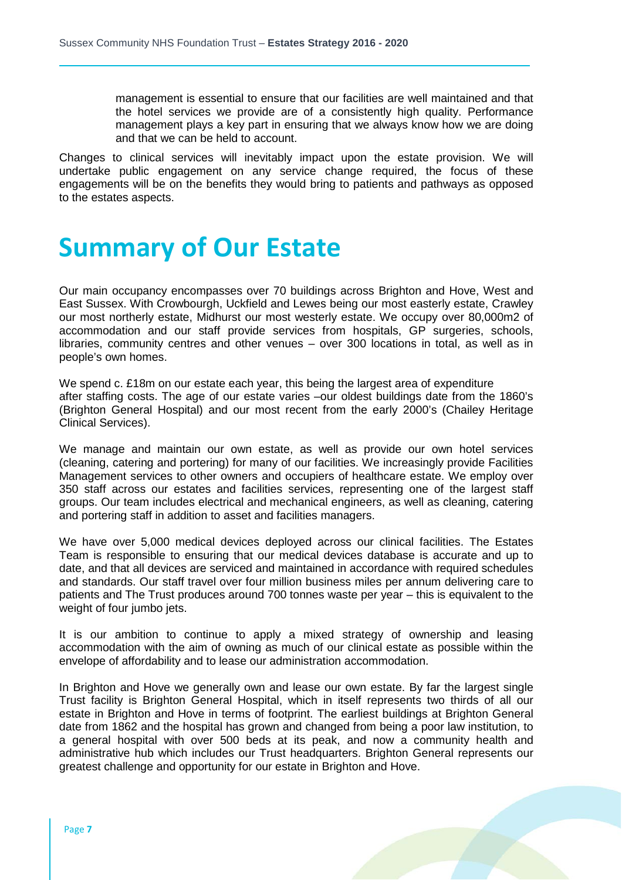management is essential to ensure that our facilities are well maintained and that the hotel services we provide are of a consistently high quality. Performance management plays a key part in ensuring that we always know how we are doing and that we can be held to account.

Changes to clinical services will inevitably impact upon the estate provision. We will undertake public engagement on any service change required, the focus of these engagements will be on the benefits they would bring to patients and pathways as opposed to the estates aspects.

# Summary of Our Estate

Our main occupancy encompasses over 70 buildings across Brighton and Hove, West and East Sussex. With Crowbourgh, Uckfield and Lewes being our most easterly estate, Crawley our most northerly estate, Midhurst our most westerly estate. We occupy over 80,000m2 of accommodation and our staff provide services from hospitals, GP surgeries, schools, libraries, community centres and other venues – over 300 locations in total, as well as in people's own homes.

We spend c. £18m on our estate each year, this being the largest area of expenditure after staffing costs. The age of our estate varies –our oldest buildings date from the 1860's (Brighton General Hospital) and our most recent from the early 2000's (Chailey Heritage Clinical Services).

We manage and maintain our own estate, as well as provide our own hotel services (cleaning, catering and portering) for many of our facilities. We increasingly provide Facilities Management services to other owners and occupiers of healthcare estate. We employ over 350 staff across our estates and facilities services, representing one of the largest staff groups. Our team includes electrical and mechanical engineers, as well as cleaning, catering and portering staff in addition to asset and facilities managers.

We have over 5,000 medical devices deployed across our clinical facilities. The Estates Team is responsible to ensuring that our medical devices database is accurate and up to date, and that all devices are serviced and maintained in accordance with required schedules and standards. Our staff travel over four million business miles per annum delivering care to patients and The Trust produces around 700 tonnes waste per year – this is equivalent to the weight of four jumbo jets.

It is our ambition to continue to apply a mixed strategy of ownership and leasing accommodation with the aim of owning as much of our clinical estate as possible within the envelope of affordability and to lease our administration accommodation.

In Brighton and Hove we generally own and lease our own estate. By far the largest single Trust facility is Brighton General Hospital, which in itself represents two thirds of all our estate in Brighton and Hove in terms of footprint. The earliest buildings at Brighton General date from 1862 and the hospital has grown and changed from being a poor law institution, to a general hospital with over 500 beds at its peak, and now a community health and administrative hub which includes our Trust headquarters. Brighton General represents our greatest challenge and opportunity for our estate in Brighton and Hove.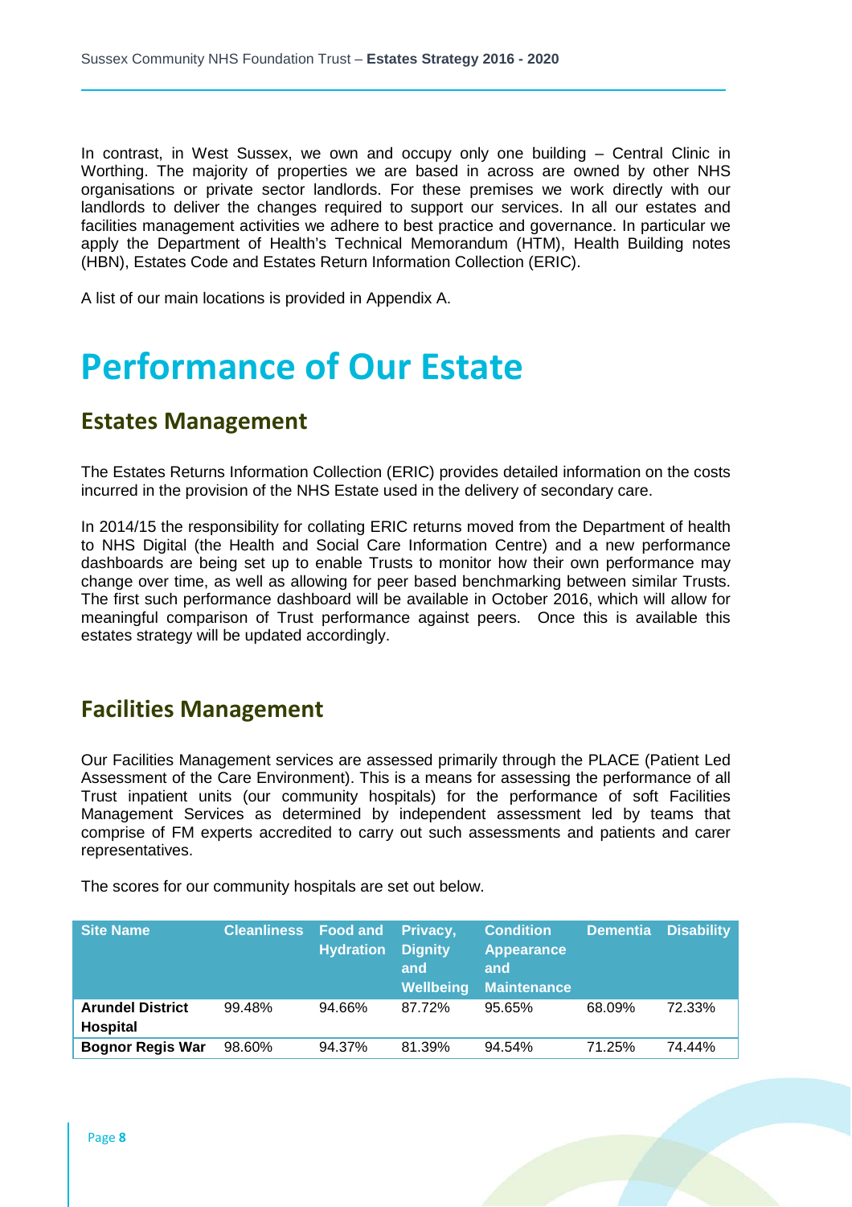In contrast, in West Sussex, we own and occupy only one building – Central Clinic in Worthing. The majority of properties we are based in across are owned by other NHS organisations or private sector landlords. For these premises we work directly with our landlords to deliver the changes required to support our services. In all our estates and facilities management activities we adhere to best practice and governance. In particular we apply the Department of Health's Technical Memorandum (HTM), Health Building notes (HBN), Estates Code and Estates Return Information Collection (ERIC).

A list of our main locations is provided in Appendix A.

# Performance of Our Estate

## Estates Management

The Estates Returns Information Collection (ERIC) provides detailed information on the costs incurred in the provision of the NHS Estate used in the delivery of secondary care.

In 2014/15 the responsibility for collating ERIC returns moved from the Department of health to NHS Digital (the Health and Social Care Information Centre) and a new performance dashboards are being set up to enable Trusts to monitor how their own performance may change over time, as well as allowing for peer based benchmarking between similar Trusts. The first such performance dashboard will be available in October 2016, which will allow for meaningful comparison of Trust performance against peers. Once this is available this estates strategy will be updated accordingly.

## Facilities Management

Our Facilities Management services are assessed primarily through the PLACE (Patient Led Assessment of the Care Environment). This is a means for assessing the performance of all Trust inpatient units (our community hospitals) for the performance of soft Facilities Management Services as determined by independent assessment led by teams that comprise of FM experts accredited to carry out such assessments and patients and carer representatives.

The scores for our community hospitals are set out below.

| Site Name | Cleanliness | Food and Hydration | Privacy, Dignity and Wellbeing | Condition Appearance and Maintenance | Dementia | Disability |
|---|---|---|---|---|---|---|
| **Arundel District Hospital** | 99.48% | 94.66% | 87.72% | 95.65% | 68.09% | 72.33% |
| **Bognor Regis War** | 98.60% | 94.37% | 81.39% | 94.54% | 71.25% | 74.44% |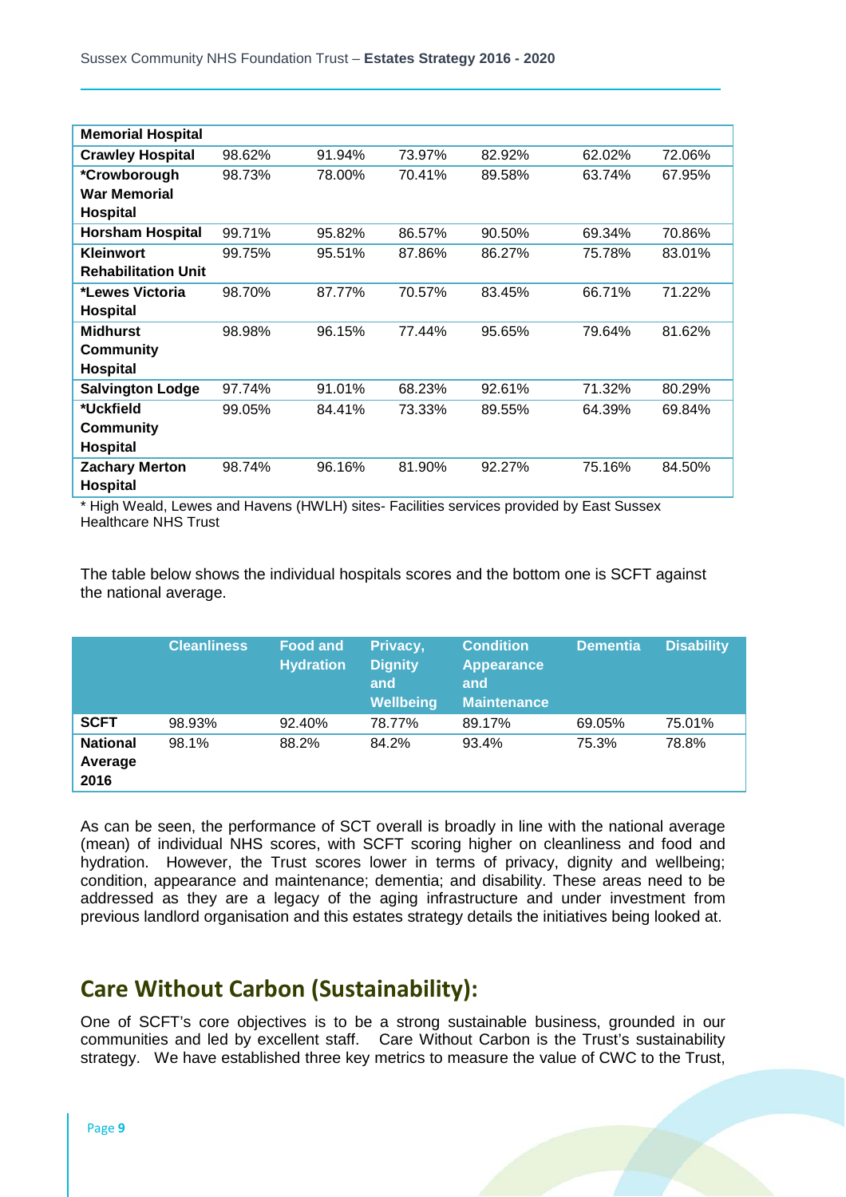| | | | | | | |
|---|---|---|---|---|---|---|
| **Memorial Hospital** | | | | | | |
| **Crawley Hospital** | 98.62% | 91.94% | 73.97% | 82.92% | 62.02% | 72.06% |
| **\*Crowborough War Memorial Hospital** | 98.73% | 78.00% | 70.41% | 89.58% | 63.74% | 67.95% |
| **Horsham Hospital** | 99.71% | 95.82% | 86.57% | 90.50% | 69.34% | 70.86% |
| **Kleinwort Rehabilitation Unit** | 99.75% | 95.51% | 87.86% | 86.27% | 75.78% | 83.01% |
| **\*Lewes Victoria Hospital** | 98.70% | 87.77% | 70.57% | 83.45% | 66.71% | 71.22% |
| **Midhurst Community Hospital** | 98.98% | 96.15% | 77.44% | 95.65% | 79.64% | 81.62% |
| **Salvington Lodge** | 97.74% | 91.01% | 68.23% | 92.61% | 71.32% | 80.29% |
| **\*Uckfield Community Hospital** | 99.05% | 84.41% | 73.33% | 89.55% | 64.39% | 69.84% |
| **Zachary Merton Hospital** | 98.74% | 96.16% | 81.90% | 92.27% | 75.16% | 84.50% |

\* High Weald, Lewes and Havens (HWLH) sites- Facilities services provided by East Sussex Healthcare NHS Trust

The table below shows the individual hospitals scores and the bottom one is SCFT against the national average.

| | Cleanliness | Food and Hydration | Privacy, Dignity and Wellbeing | Condition Appearance and Maintenance | Dementia | Disability |
|---|---|---|---|---|---|---|
| **SCFT** | 98.93% | 92.40% | 78.77% | 89.17% | 69.05% | 75.01% |
| **National Average 2016** | 98.1% | 88.2% | 84.2% | 93.4% | 75.3% | 78.8% |

As can be seen, the performance of SCT overall is broadly in line with the national average (mean) of individual NHS scores, with SCFT scoring higher on cleanliness and food and hydration. However, the Trust scores lower in terms of privacy, dignity and wellbeing; condition, appearance and maintenance; dementia; and disability. These areas need to be addressed as they are a legacy of the aging infrastructure and under investment from previous landlord organisation and this estates strategy details the initiatives being looked at.

## Care Without Carbon (Sustainability):

One of SCFT's core objectives is to be a strong sustainable business, grounded in our communities and led by excellent staff. Care Without Carbon is the Trust's sustainability strategy. We have established three key metrics to measure the value of CWC to the Trust,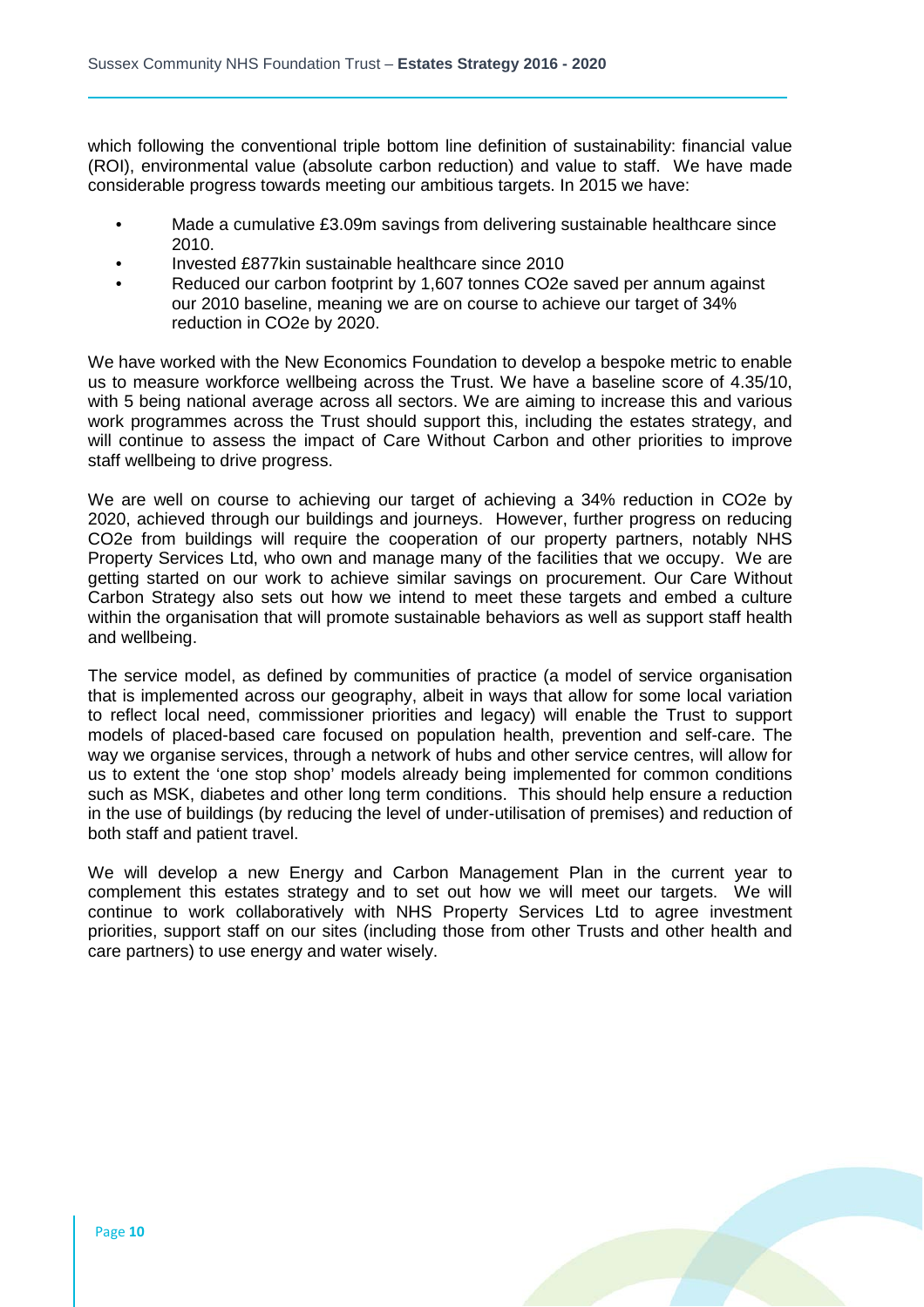which following the conventional triple bottom line definition of sustainability: financial value (ROI), environmental value (absolute carbon reduction) and value to staff. We have made considerable progress towards meeting our ambitious targets. In 2015 we have:

- Made a cumulative £3.09m savings from delivering sustainable healthcare since 2010.
- Invested £877kin sustainable healthcare since 2010
- Reduced our carbon footprint by 1,607 tonnes CO2e saved per annum against our 2010 baseline, meaning we are on course to achieve our target of 34% reduction in CO2e by 2020.

We have worked with the New Economics Foundation to develop a bespoke metric to enable us to measure workforce wellbeing across the Trust. We have a baseline score of 4.35/10, with 5 being national average across all sectors. We are aiming to increase this and various work programmes across the Trust should support this, including the estates strategy, and will continue to assess the impact of Care Without Carbon and other priorities to improve staff wellbeing to drive progress.

We are well on course to achieving our target of achieving a 34% reduction in CO2e by 2020, achieved through our buildings and journeys. However, further progress on reducing CO2e from buildings will require the cooperation of our property partners, notably NHS Property Services Ltd, who own and manage many of the facilities that we occupy. We are getting started on our work to achieve similar savings on procurement. Our Care Without Carbon Strategy also sets out how we intend to meet these targets and embed a culture within the organisation that will promote sustainable behaviors as well as support staff health and wellbeing.

The service model, as defined by communities of practice (a model of service organisation that is implemented across our geography, albeit in ways that allow for some local variation to reflect local need, commissioner priorities and legacy) will enable the Trust to support models of placed-based care focused on population health, prevention and self-care. The way we organise services, through a network of hubs and other service centres, will allow for us to extent the 'one stop shop' models already being implemented for common conditions such as MSK, diabetes and other long term conditions. This should help ensure a reduction in the use of buildings (by reducing the level of under-utilisation of premises) and reduction of both staff and patient travel.

We will develop a new Energy and Carbon Management Plan in the current year to complement this estates strategy and to set out how we will meet our targets. We will continue to work collaboratively with NHS Property Services Ltd to agree investment priorities, support staff on our sites (including those from other Trusts and other health and care partners) to use energy and water wisely.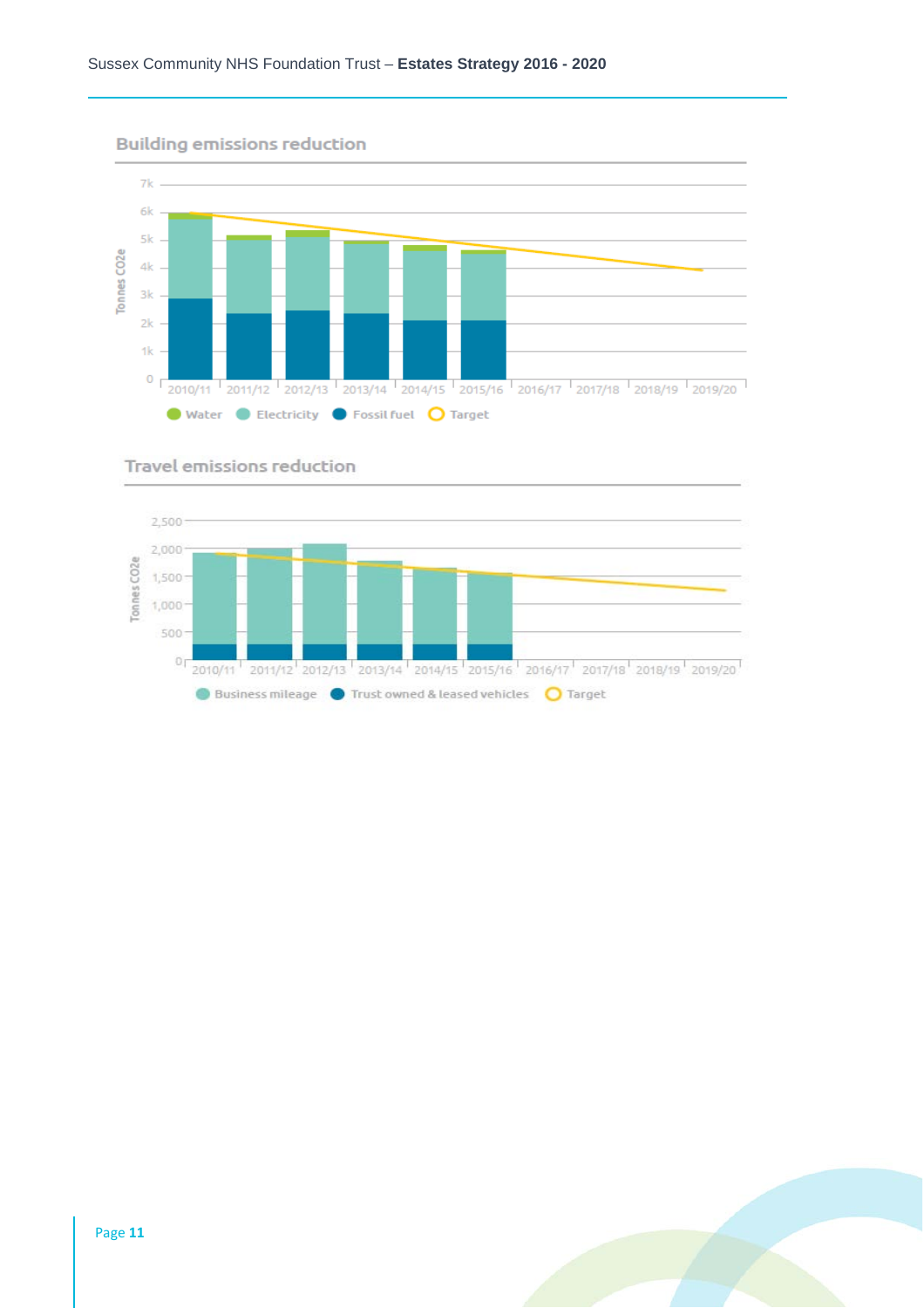## Building emissions reduction

Tonnes CO2e

7k
6k
5k
4k
3k
2k
1k
0

2010/11 2011/12 2012/13 2013/14 2014/15 2015/16 2016/17 2017/18 2018/19 2019/20

Water Electricity Fossil fuel Target

## Travel emissions reduction

Tonnes CO2e

2,500
2,000
1,500
1,000
500
0

2010/11 2011/12 2012/13 2013/14 2014/15 2015/16 2016/17 2017/18 2018/19 2019/20

Business mileage Trust owned & leased vehicles Target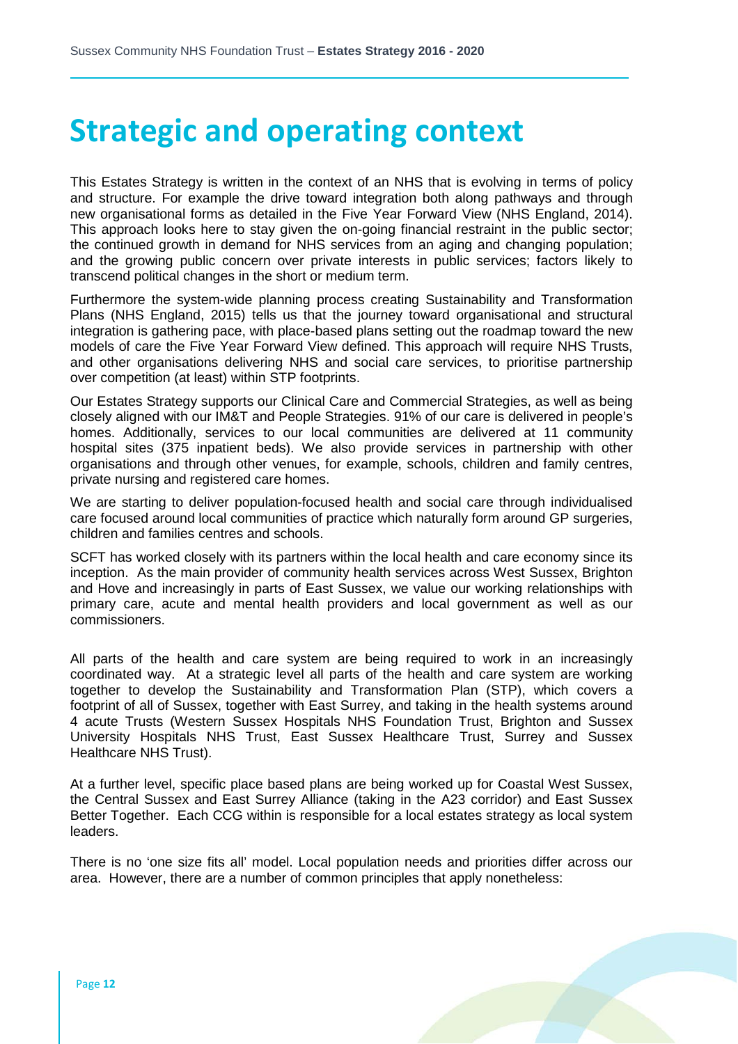# Strategic and operating context

This Estates Strategy is written in the context of an NHS that is evolving in terms of policy and structure. For example the drive toward integration both along pathways and through new organisational forms as detailed in the Five Year Forward View (NHS England, 2014). This approach looks here to stay given the on-going financial restraint in the public sector; the continued growth in demand for NHS services from an aging and changing population; and the growing public concern over private interests in public services; factors likely to transcend political changes in the short or medium term.

Furthermore the system-wide planning process creating Sustainability and Transformation Plans (NHS England, 2015) tells us that the journey toward organisational and structural integration is gathering pace, with place-based plans setting out the roadmap toward the new models of care the Five Year Forward View defined. This approach will require NHS Trusts, and other organisations delivering NHS and social care services, to prioritise partnership over competition (at least) within STP footprints.

Our Estates Strategy supports our Clinical Care and Commercial Strategies, as well as being closely aligned with our IM&T and People Strategies. 91% of our care is delivered in people's homes. Additionally, services to our local communities are delivered at 11 community hospital sites (375 inpatient beds). We also provide services in partnership with other organisations and through other venues, for example, schools, children and family centres, private nursing and registered care homes.

We are starting to deliver population-focused health and social care through individualised care focused around local communities of practice which naturally form around GP surgeries, children and families centres and schools.

SCFT has worked closely with its partners within the local health and care economy since its inception. As the main provider of community health services across West Sussex, Brighton and Hove and increasingly in parts of East Sussex, we value our working relationships with primary care, acute and mental health providers and local government as well as our commissioners.

All parts of the health and care system are being required to work in an increasingly coordinated way. At a strategic level all parts of the health and care system are working together to develop the Sustainability and Transformation Plan (STP), which covers a footprint of all of Sussex, together with East Surrey, and taking in the health systems around 4 acute Trusts (Western Sussex Hospitals NHS Foundation Trust, Brighton and Sussex University Hospitals NHS Trust, East Sussex Healthcare Trust, Surrey and Sussex Healthcare NHS Trust).

At a further level, specific place based plans are being worked up for Coastal West Sussex, the Central Sussex and East Surrey Alliance (taking in the A23 corridor) and East Sussex Better Together. Each CCG within is responsible for a local estates strategy as local system leaders.

There is no 'one size fits all' model. Local population needs and priorities differ across our area. However, there are a number of common principles that apply nonetheless: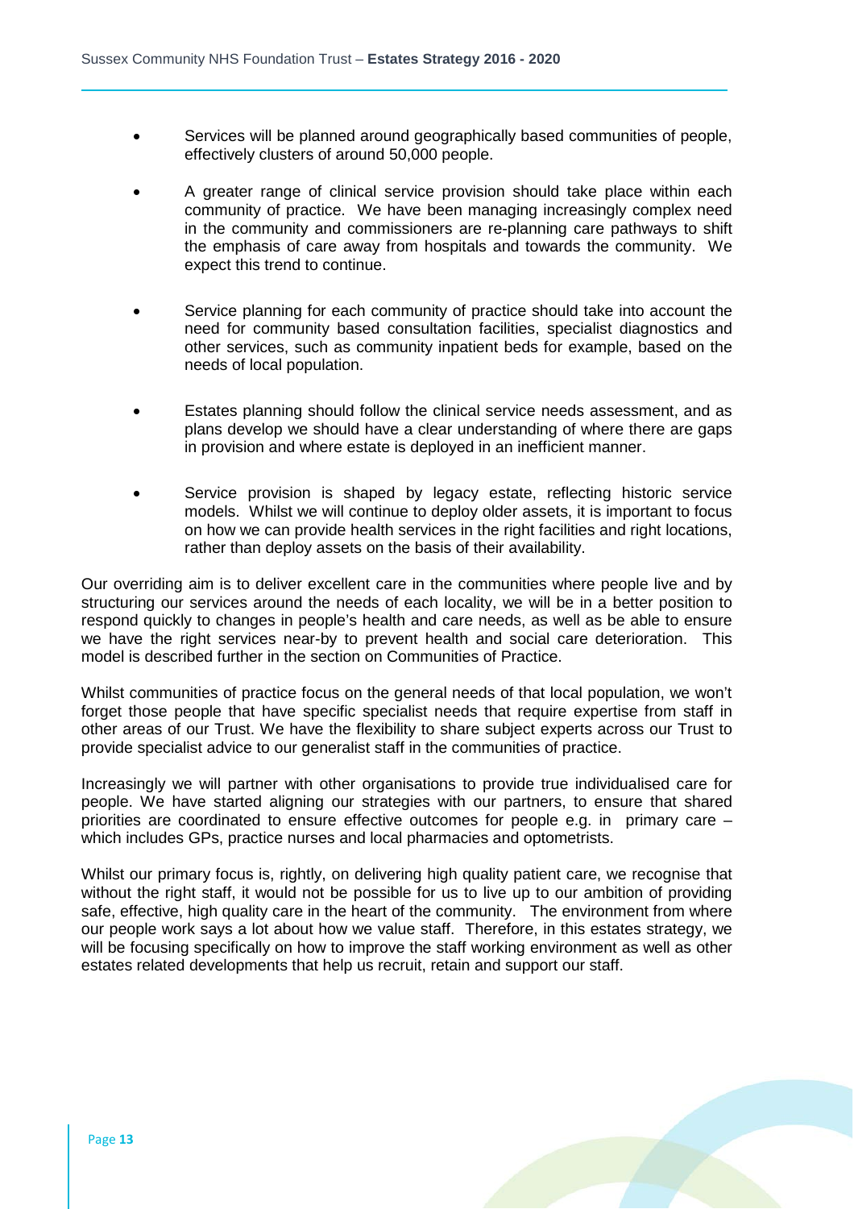- Services will be planned around geographically based communities of people, effectively clusters of around 50,000 people.

- A greater range of clinical service provision should take place within each community of practice. We have been managing increasingly complex need in the community and commissioners are re-planning care pathways to shift the emphasis of care away from hospitals and towards the community. We expect this trend to continue.

- Service planning for each community of practice should take into account the need for community based consultation facilities, specialist diagnostics and other services, such as community inpatient beds for example, based on the needs of local population.

- Estates planning should follow the clinical service needs assessment, and as plans develop we should have a clear understanding of where there are gaps in provision and where estate is deployed in an inefficient manner.

- Service provision is shaped by legacy estate, reflecting historic service models. Whilst we will continue to deploy older assets, it is important to focus on how we can provide health services in the right facilities and right locations, rather than deploy assets on the basis of their availability.

Our overriding aim is to deliver excellent care in the communities where people live and by structuring our services around the needs of each locality, we will be in a better position to respond quickly to changes in people's health and care needs, as well as be able to ensure we have the right services near-by to prevent health and social care deterioration. This model is described further in the section on Communities of Practice.

Whilst communities of practice focus on the general needs of that local population, we won't forget those people that have specific specialist needs that require expertise from staff in other areas of our Trust. We have the flexibility to share subject experts across our Trust to provide specialist advice to our generalist staff in the communities of practice.

Increasingly we will partner with other organisations to provide true individualised care for people. We have started aligning our strategies with our partners, to ensure that shared priorities are coordinated to ensure effective outcomes for people e.g. in primary care – which includes GPs, practice nurses and local pharmacies and optometrists.

Whilst our primary focus is, rightly, on delivering high quality patient care, we recognise that without the right staff, it would not be possible for us to live up to our ambition of providing safe, effective, high quality care in the heart of the community. The environment from where our people work says a lot about how we value staff. Therefore, in this estates strategy, we will be focusing specifically on how to improve the staff working environment as well as other estates related developments that help us recruit, retain and support our staff.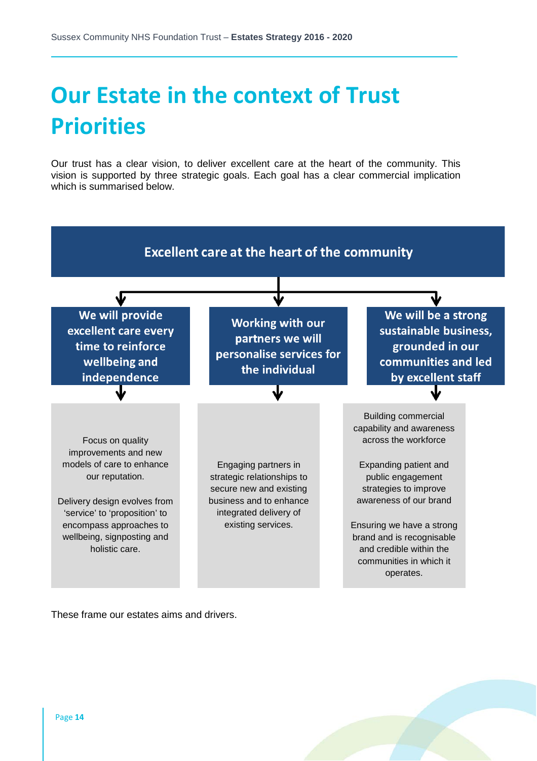# Our Estate in the context of Trust Priorities

Our trust has a clear vision, to deliver excellent care at the heart of the community. This vision is supported by three strategic goals. Each goal has a clear commercial implication which is summarised below.

**Excellent care at the heart of the community**

| We will provide excellent care every time to reinforce wellbeing and independence | Working with our partners we will personalise services for the individual | We will be a strong sustainable business, grounded in our communities and led by excellent staff |
|---|---|---|
| Focus on quality improvements and new models of care to enhance our reputation.<br><br>Delivery design evolves from 'service' to 'proposition' to encompass approaches to wellbeing, signposting and holistic care. | Engaging partners in strategic relationships to secure new and existing business and to enhance integrated delivery of existing services. | Building commercial capability and awareness across the workforce<br><br>Expanding patient and public engagement strategies to improve awareness of our brand<br><br>Ensuring we have a strong brand and is recognisable and credible within the communities in which it operates. |

These frame our estates aims and drivers.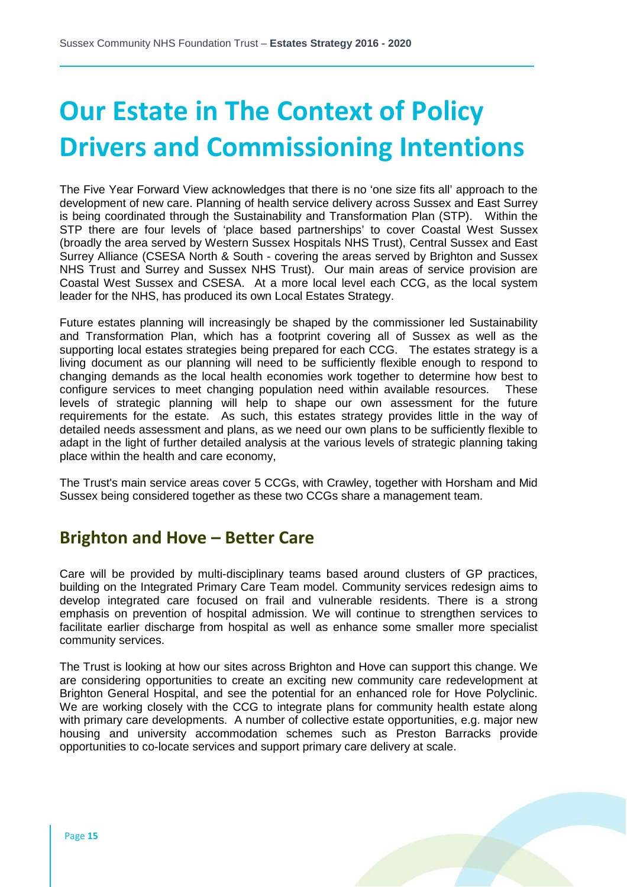# Our Estate in The Context of Policy Drivers and Commissioning Intentions

The Five Year Forward View acknowledges that there is no 'one size fits all' approach to the development of new care. Planning of health service delivery across Sussex and East Surrey is being coordinated through the Sustainability and Transformation Plan (STP). Within the STP there are four levels of 'place based partnerships' to cover Coastal West Sussex (broadly the area served by Western Sussex Hospitals NHS Trust), Central Sussex and East Surrey Alliance (CSESA North & South - covering the areas served by Brighton and Sussex NHS Trust and Surrey and Sussex NHS Trust). Our main areas of service provision are Coastal West Sussex and CSESA. At a more local level each CCG, as the local system leader for the NHS, has produced its own Local Estates Strategy.

Future estates planning will increasingly be shaped by the commissioner led Sustainability and Transformation Plan, which has a footprint covering all of Sussex as well as the supporting local estates strategies being prepared for each CCG. The estates strategy is a living document as our planning will need to be sufficiently flexible enough to respond to changing demands as the local health economies work together to determine how best to configure services to meet changing population need within available resources. These levels of strategic planning will help to shape our own assessment for the future requirements for the estate. As such, this estates strategy provides little in the way of detailed needs assessment and plans, as we need our own plans to be sufficiently flexible to adapt in the light of further detailed analysis at the various levels of strategic planning taking place within the health and care economy,

The Trust's main service areas cover 5 CCGs, with Crawley, together with Horsham and Mid Sussex being considered together as these two CCGs share a management team.

## Brighton and Hove – Better Care

Care will be provided by multi-disciplinary teams based around clusters of GP practices, building on the Integrated Primary Care Team model. Community services redesign aims to develop integrated care focused on frail and vulnerable residents. There is a strong emphasis on prevention of hospital admission. We will continue to strengthen services to facilitate earlier discharge from hospital as well as enhance some smaller more specialist community services.

The Trust is looking at how our sites across Brighton and Hove can support this change. We are considering opportunities to create an exciting new community care redevelopment at Brighton General Hospital, and see the potential for an enhanced role for Hove Polyclinic. We are working closely with the CCG to integrate plans for community health estate along with primary care developments. A number of collective estate opportunities, e.g. major new housing and university accommodation schemes such as Preston Barracks provide opportunities to co-locate services and support primary care delivery at scale.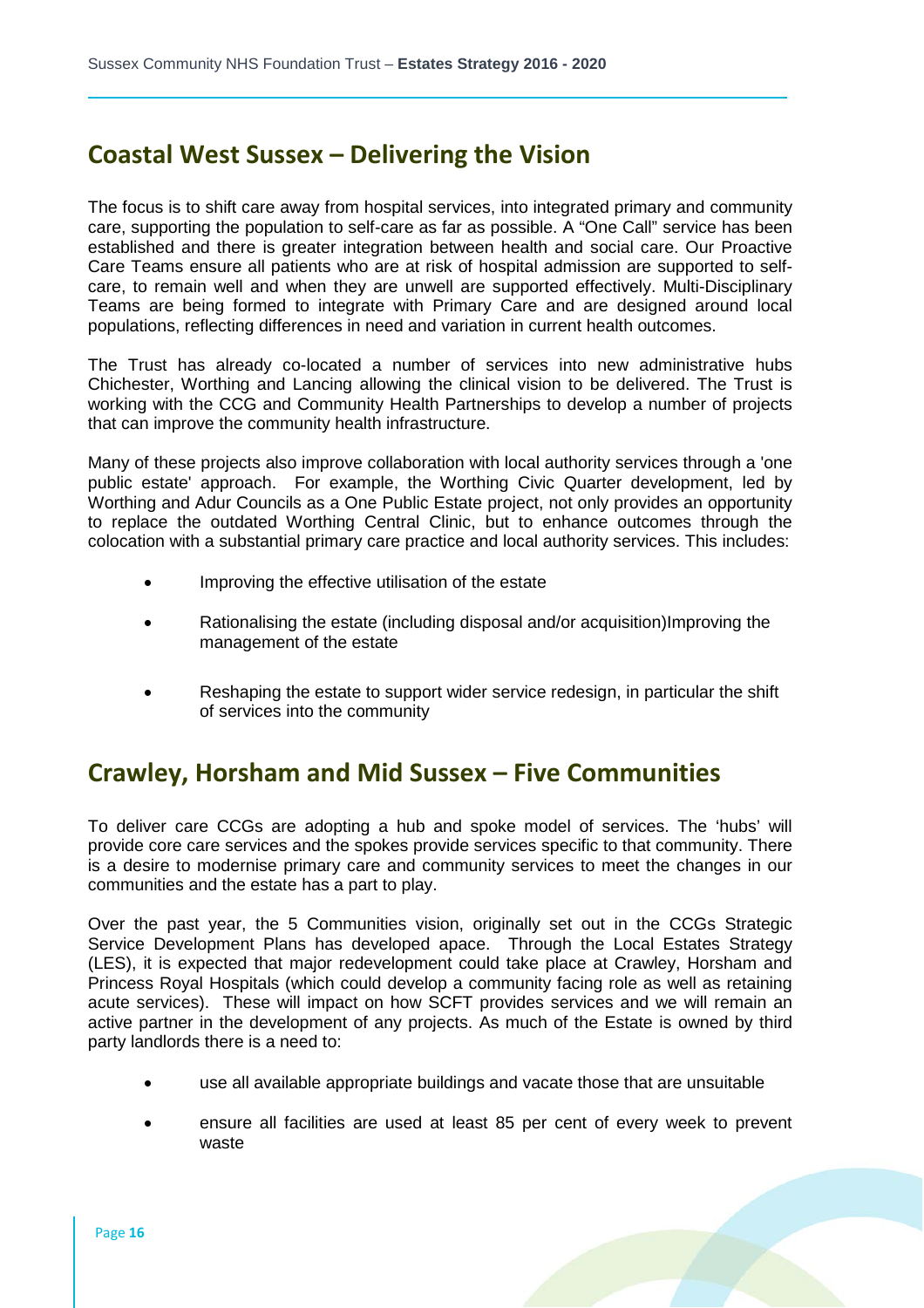## Coastal West Sussex – Delivering the Vision

The focus is to shift care away from hospital services, into integrated primary and community care, supporting the population to self-care as far as possible. A "One Call" service has been established and there is greater integration between health and social care. Our Proactive Care Teams ensure all patients who are at risk of hospital admission are supported to self-care, to remain well and when they are unwell are supported effectively. Multi-Disciplinary Teams are being formed to integrate with Primary Care and are designed around local populations, reflecting differences in need and variation in current health outcomes.

The Trust has already co-located a number of services into new administrative hubs Chichester, Worthing and Lancing allowing the clinical vision to be delivered. The Trust is working with the CCG and Community Health Partnerships to develop a number of projects that can improve the community health infrastructure.

Many of these projects also improve collaboration with local authority services through a 'one public estate' approach. For example, the Worthing Civic Quarter development, led by Worthing and Adur Councils as a One Public Estate project, not only provides an opportunity to replace the outdated Worthing Central Clinic, but to enhance outcomes through the colocation with a substantial primary care practice and local authority services. This includes:

- Improving the effective utilisation of the estate
- Rationalising the estate (including disposal and/or acquisition)Improving the management of the estate
- Reshaping the estate to support wider service redesign, in particular the shift of services into the community

## Crawley, Horsham and Mid Sussex – Five Communities

To deliver care CCGs are adopting a hub and spoke model of services. The 'hubs' will provide core care services and the spokes provide services specific to that community. There is a desire to modernise primary care and community services to meet the changes in our communities and the estate has a part to play.

Over the past year, the 5 Communities vision, originally set out in the CCGs Strategic Service Development Plans has developed apace. Through the Local Estates Strategy (LES), it is expected that major redevelopment could take place at Crawley, Horsham and Princess Royal Hospitals (which could develop a community facing role as well as retaining acute services). These will impact on how SCFT provides services and we will remain an active partner in the development of any projects. As much of the Estate is owned by third party landlords there is a need to:

- use all available appropriate buildings and vacate those that are unsuitable
- ensure all facilities are used at least 85 per cent of every week to prevent waste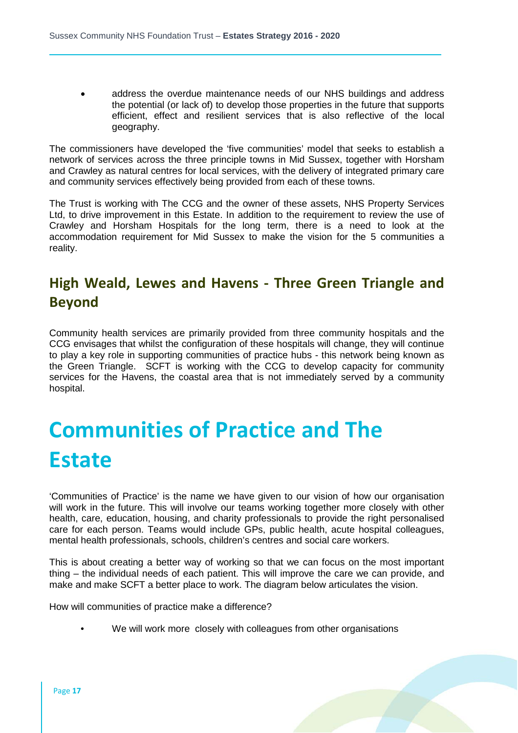- address the overdue maintenance needs of our NHS buildings and address the potential (or lack of) to develop those properties in the future that supports efficient, effect and resilient services that is also reflective of the local geography.

The commissioners have developed the 'five communities' model that seeks to establish a network of services across the three principle towns in Mid Sussex, together with Horsham and Crawley as natural centres for local services, with the delivery of integrated primary care and community services effectively being provided from each of these towns.

The Trust is working with The CCG and the owner of these assets, NHS Property Services Ltd, to drive improvement in this Estate. In addition to the requirement to review the use of Crawley and Horsham Hospitals for the long term, there is a need to look at the accommodation requirement for Mid Sussex to make the vision for the 5 communities a reality.

## High Weald, Lewes and Havens - Three Green Triangle and Beyond

Community health services are primarily provided from three community hospitals and the CCG envisages that whilst the configuration of these hospitals will change, they will continue to play a key role in supporting communities of practice hubs - this network being known as the Green Triangle. SCFT is working with the CCG to develop capacity for community services for the Havens, the coastal area that is not immediately served by a community hospital.

# Communities of Practice and The Estate

'Communities of Practice' is the name we have given to our vision of how our organisation will work in the future. This will involve our teams working together more closely with other health, care, education, housing, and charity professionals to provide the right personalised care for each person. Teams would include GPs, public health, acute hospital colleagues, mental health professionals, schools, children's centres and social care workers.

This is about creating a better way of working so that we can focus on the most important thing – the individual needs of each patient. This will improve the care we can provide, and make and make SCFT a better place to work. The diagram below articulates the vision.

How will communities of practice make a difference?

- We will work more closely with colleagues from other organisations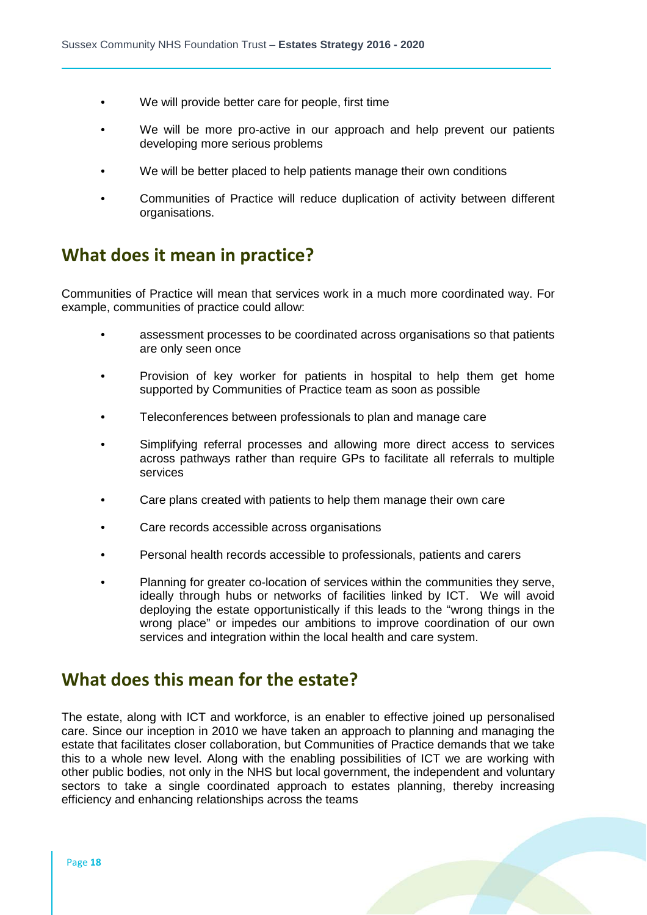- We will provide better care for people, first time
- We will be more pro-active in our approach and help prevent our patients developing more serious problems
- We will be better placed to help patients manage their own conditions
- Communities of Practice will reduce duplication of activity between different organisations.

## What does it mean in practice?

Communities of Practice will mean that services work in a much more coordinated way. For example, communities of practice could allow:

- assessment processes to be coordinated across organisations so that patients are only seen once
- Provision of key worker for patients in hospital to help them get home supported by Communities of Practice team as soon as possible
- Teleconferences between professionals to plan and manage care
- Simplifying referral processes and allowing more direct access to services across pathways rather than require GPs to facilitate all referrals to multiple services
- Care plans created with patients to help them manage their own care
- Care records accessible across organisations
- Personal health records accessible to professionals, patients and carers
- Planning for greater co-location of services within the communities they serve, ideally through hubs or networks of facilities linked by ICT. We will avoid deploying the estate opportunistically if this leads to the "wrong things in the wrong place" or impedes our ambitions to improve coordination of our own services and integration within the local health and care system.

## What does this mean for the estate?

The estate, along with ICT and workforce, is an enabler to effective joined up personalised care. Since our inception in 2010 we have taken an approach to planning and managing the estate that facilitates closer collaboration, but Communities of Practice demands that we take this to a whole new level. Along with the enabling possibilities of ICT we are working with other public bodies, not only in the NHS but local government, the independent and voluntary sectors to take a single coordinated approach to estates planning, thereby increasing efficiency and enhancing relationships across the teams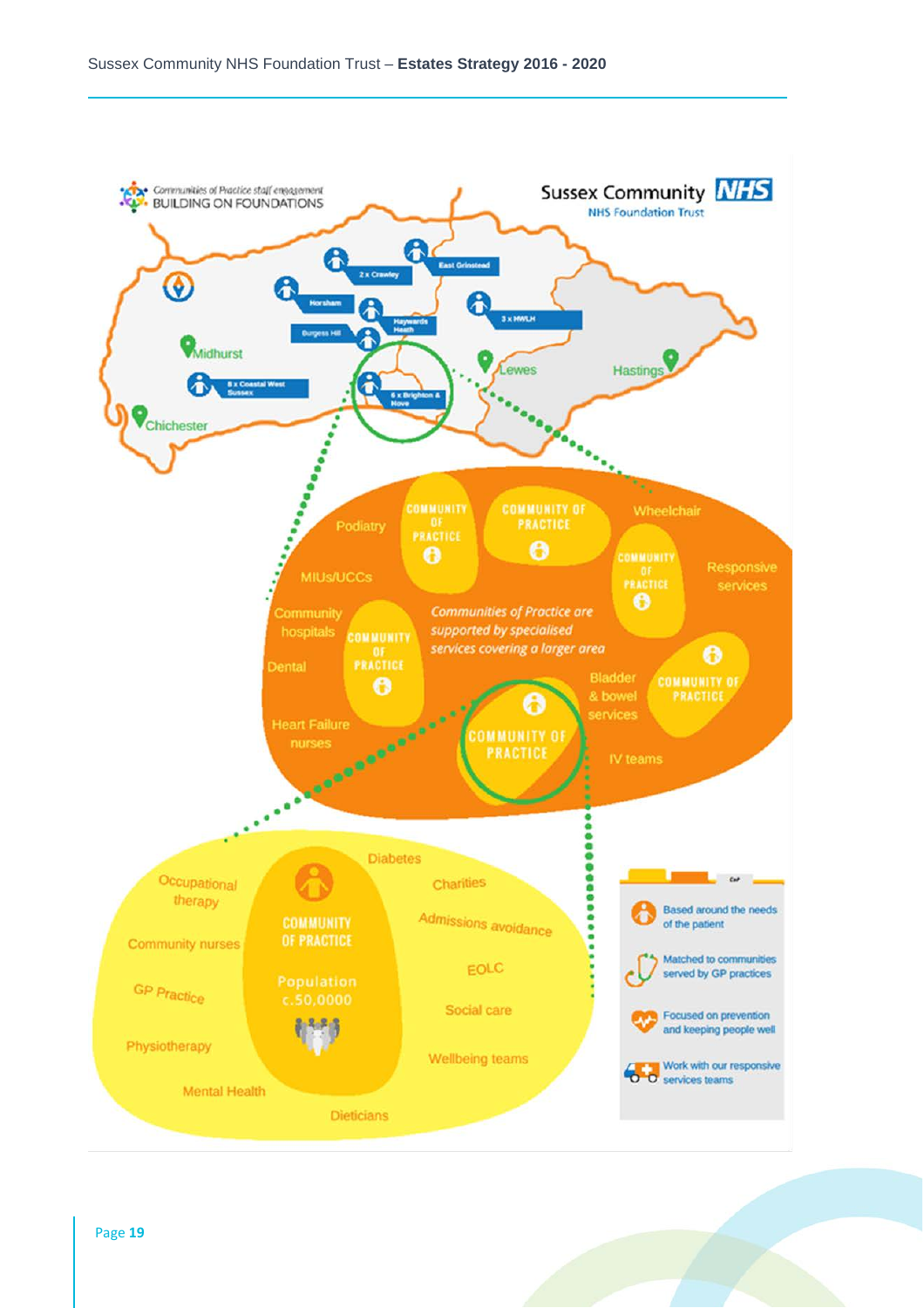Communities of Practice staff engagement
BUILDING ON FOUNDATIONS

Sussex Community NHS Foundation Trust

2 x Crawley

East Grinstead

Horsham

Haywards Heath

Burgess Hill

3 x HWLH

Midhurst

Lewes

Hastings

8 x Coastal West Sussex

6 x Brighton & Hove

Chichester

Podiatry

COMMUNITY OF PRACTICE

COMMUNITY OF PRACTICE

Wheelchair

MIUs/UCCs

COMMUNITY OF PRACTICE

Responsive services

Community hospitals

COMMUNITY OF PRACTICE

*Communities of Practice are supported by specialised services covering a larger area*

Dental

Bladder & bowel services

COMMUNITY OF PRACTICE

Heart Failure nurses

COMMUNITY OF PRACTICE

IV teams

Diabetes

Occupational therapy

COMMUNITY OF PRACTICE

Charities

Admissions avoidance

Community nurses

EOLC

GP Practice

Population c.50,0000

Social care

Physiotherapy

Wellbeing teams

Mental Health

Dieticians

CoP

- Based around the needs of the patient
- Matched to communities served by GP practices
- Focused on prevention and keeping people well
- Work with our responsive services teams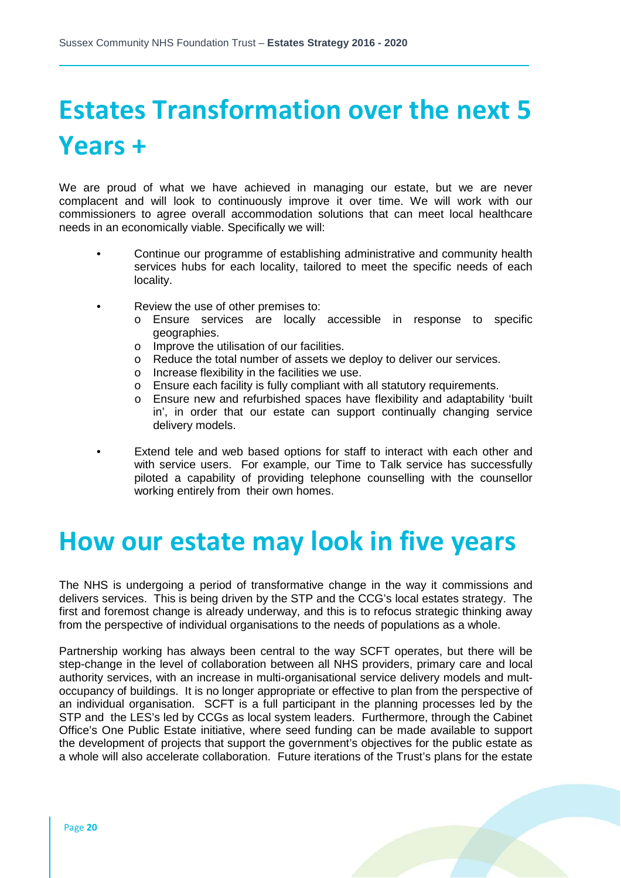# Estates Transformation over the next 5 Years +

We are proud of what we have achieved in managing our estate, but we are never complacent and will look to continuously improve it over time. We will work with our commissioners to agree overall accommodation solutions that can meet local healthcare needs in an economically viable. Specifically we will:

- Continue our programme of establishing administrative and community health services hubs for each locality, tailored to meet the specific needs of each locality.
- Review the use of other premises to:
  - Ensure services are locally accessible in response to specific geographies.
  - Improve the utilisation of our facilities.
  - Reduce the total number of assets we deploy to deliver our services.
  - Increase flexibility in the facilities we use.
  - Ensure each facility is fully compliant with all statutory requirements.
  - Ensure new and refurbished spaces have flexibility and adaptability 'built in', in order that our estate can support continually changing service delivery models.
- Extend tele and web based options for staff to interact with each other and with service users. For example, our Time to Talk service has successfully piloted a capability of providing telephone counselling with the counsellor working entirely from their own homes.

# How our estate may look in five years

The NHS is undergoing a period of transformative change in the way it commissions and delivers services. This is being driven by the STP and the CCG's local estates strategy. The first and foremost change is already underway, and this is to refocus strategic thinking away from the perspective of individual organisations to the needs of populations as a whole.

Partnership working has always been central to the way SCFT operates, but there will be step-change in the level of collaboration between all NHS providers, primary care and local authority services, with an increase in multi-organisational service delivery models and mult-occupancy of buildings. It is no longer appropriate or effective to plan from the perspective of an individual organisation. SCFT is a full participant in the planning processes led by the STP and the LES's led by CCGs as local system leaders. Furthermore, through the Cabinet Office's One Public Estate initiative, where seed funding can be made available to support the development of projects that support the government's objectives for the public estate as a whole will also accelerate collaboration. Future iterations of the Trust's plans for the estate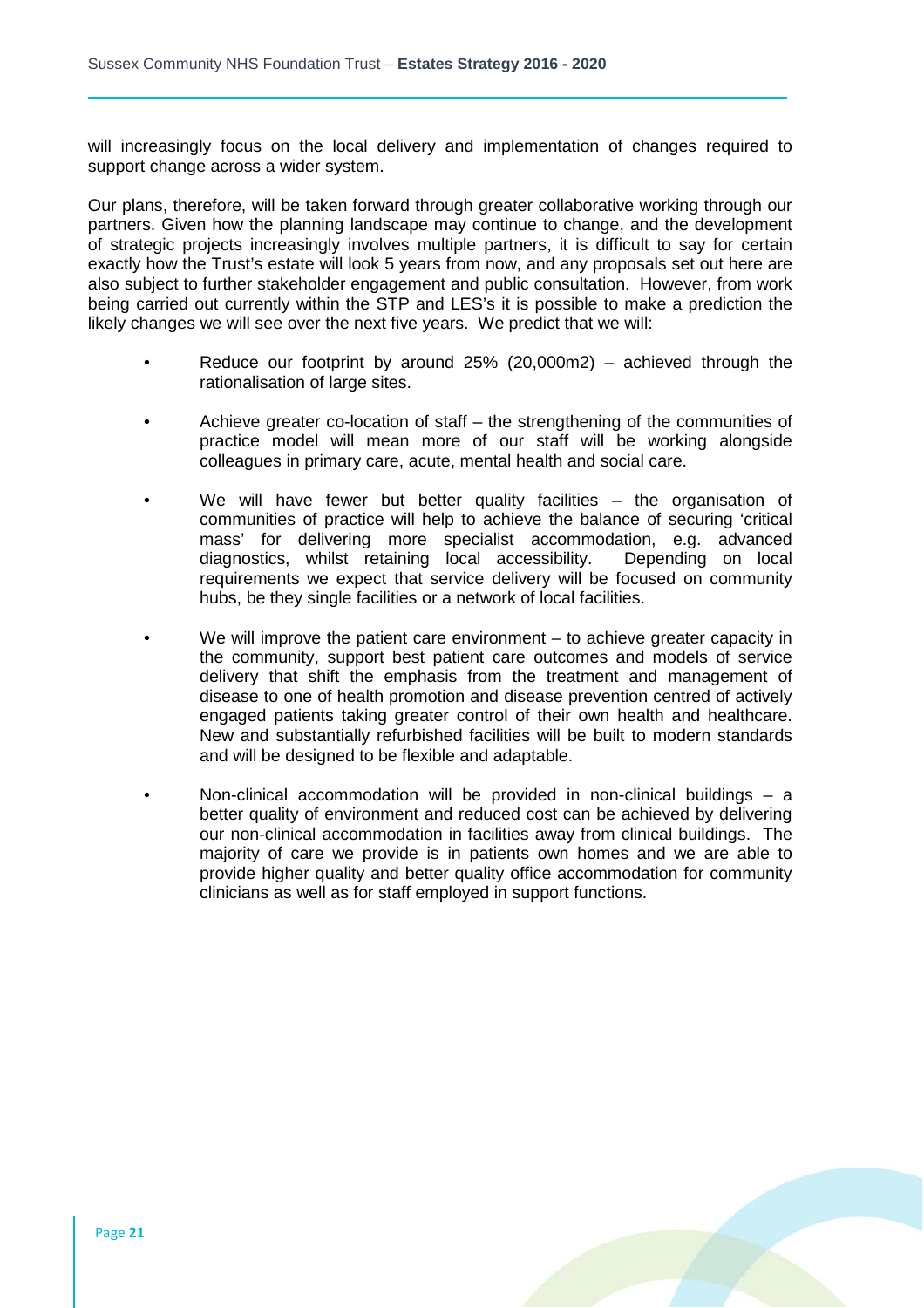will increasingly focus on the local delivery and implementation of changes required to support change across a wider system.

Our plans, therefore, will be taken forward through greater collaborative working through our partners. Given how the planning landscape may continue to change, and the development of strategic projects increasingly involves multiple partners, it is difficult to say for certain exactly how the Trust's estate will look 5 years from now, and any proposals set out here are also subject to further stakeholder engagement and public consultation. However, from work being carried out currently within the STP and LES's it is possible to make a prediction the likely changes we will see over the next five years. We predict that we will:

- Reduce our footprint by around 25% (20,000m2) – achieved through the rationalisation of large sites.
- Achieve greater co-location of staff – the strengthening of the communities of practice model will mean more of our staff will be working alongside colleagues in primary care, acute, mental health and social care.
- We will have fewer but better quality facilities – the organisation of communities of practice will help to achieve the balance of securing 'critical mass' for delivering more specialist accommodation, e.g. advanced diagnostics, whilst retaining local accessibility. Depending on local requirements we expect that service delivery will be focused on community hubs, be they single facilities or a network of local facilities.
- We will improve the patient care environment – to achieve greater capacity in the community, support best patient care outcomes and models of service delivery that shift the emphasis from the treatment and management of disease to one of health promotion and disease prevention centred of actively engaged patients taking greater control of their own health and healthcare. New and substantially refurbished facilities will be built to modern standards and will be designed to be flexible and adaptable.
- Non-clinical accommodation will be provided in non-clinical buildings – a better quality of environment and reduced cost can be achieved by delivering our non-clinical accommodation in facilities away from clinical buildings. The majority of care we provide is in patients own homes and we are able to provide higher quality and better quality office accommodation for community clinicians as well as for staff employed in support functions.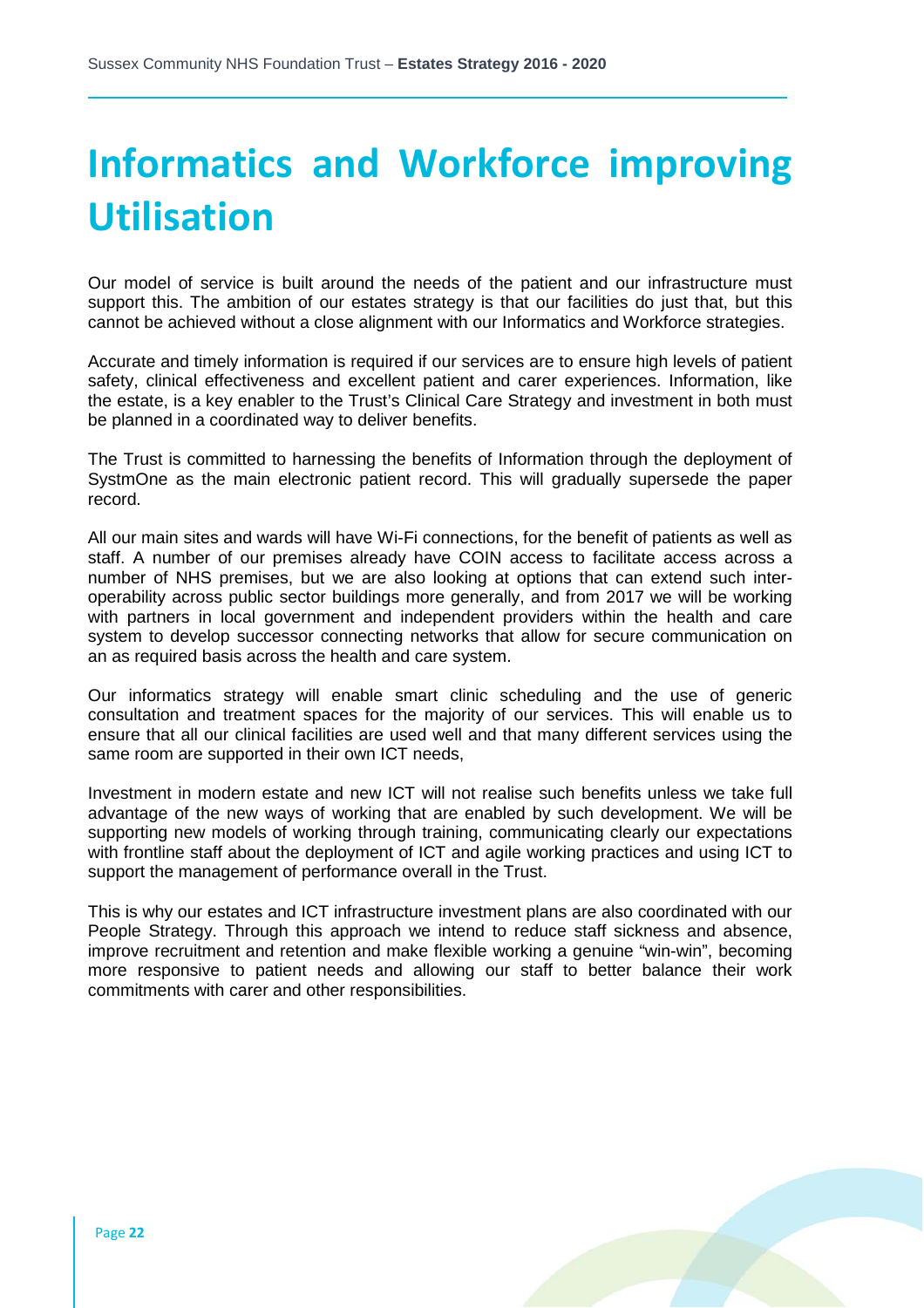# Informatics and Workforce improving Utilisation

Our model of service is built around the needs of the patient and our infrastructure must support this. The ambition of our estates strategy is that our facilities do just that, but this cannot be achieved without a close alignment with our Informatics and Workforce strategies.

Accurate and timely information is required if our services are to ensure high levels of patient safety, clinical effectiveness and excellent patient and carer experiences. Information, like the estate, is a key enabler to the Trust's Clinical Care Strategy and investment in both must be planned in a coordinated way to deliver benefits.

The Trust is committed to harnessing the benefits of Information through the deployment of SystmOne as the main electronic patient record. This will gradually supersede the paper record.

All our main sites and wards will have Wi-Fi connections, for the benefit of patients as well as staff. A number of our premises already have COIN access to facilitate access across a number of NHS premises, but we are also looking at options that can extend such inter-operability across public sector buildings more generally, and from 2017 we will be working with partners in local government and independent providers within the health and care system to develop successor connecting networks that allow for secure communication on an as required basis across the health and care system.

Our informatics strategy will enable smart clinic scheduling and the use of generic consultation and treatment spaces for the majority of our services. This will enable us to ensure that all our clinical facilities are used well and that many different services using the same room are supported in their own ICT needs,

Investment in modern estate and new ICT will not realise such benefits unless we take full advantage of the new ways of working that are enabled by such development. We will be supporting new models of working through training, communicating clearly our expectations with frontline staff about the deployment of ICT and agile working practices and using ICT to support the management of performance overall in the Trust.

This is why our estates and ICT infrastructure investment plans are also coordinated with our People Strategy. Through this approach we intend to reduce staff sickness and absence, improve recruitment and retention and make flexible working a genuine "win-win", becoming more responsive to patient needs and allowing our staff to better balance their work commitments with carer and other responsibilities.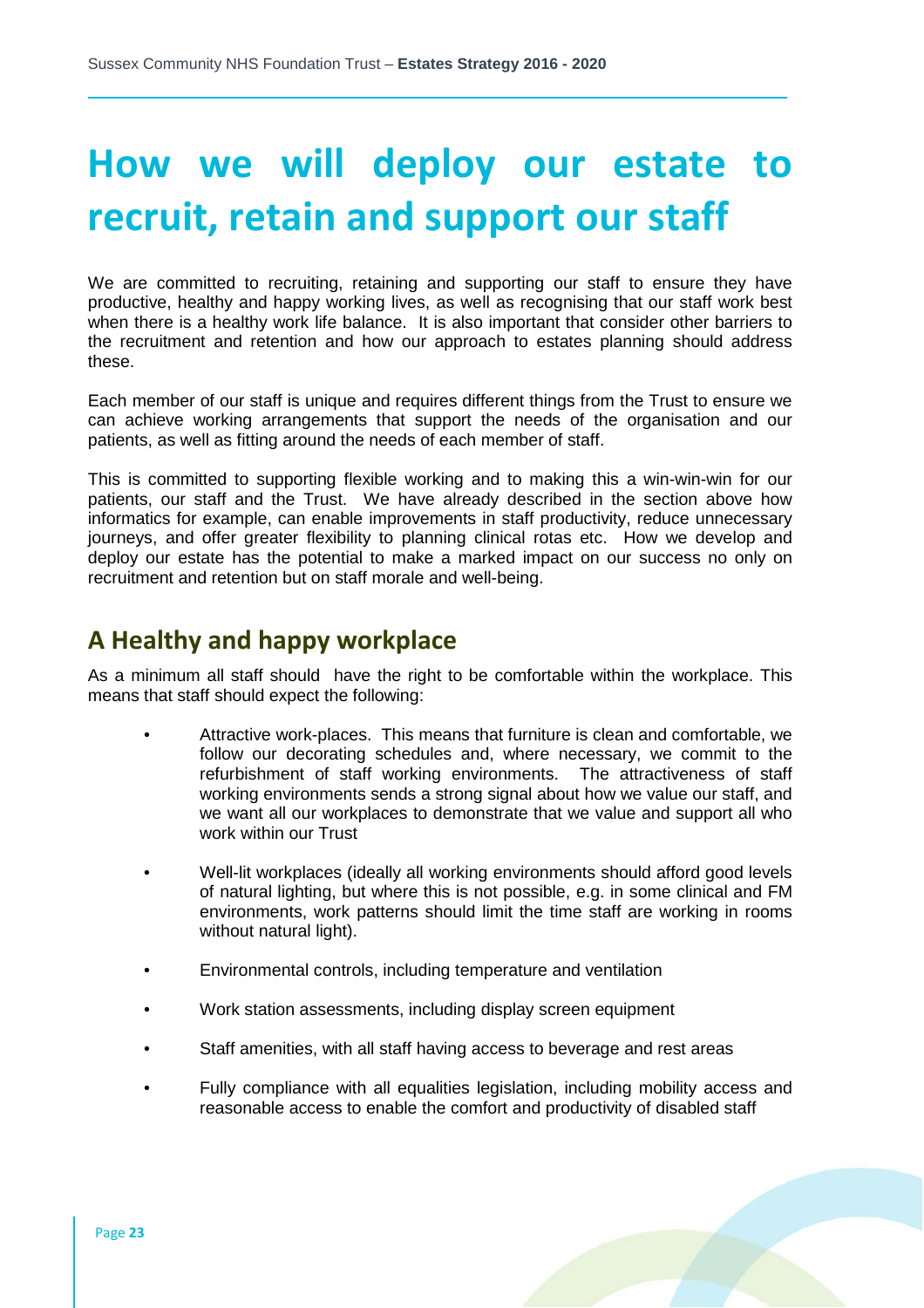# How we will deploy our estate to recruit, retain and support our staff

We are committed to recruiting, retaining and supporting our staff to ensure they have productive, healthy and happy working lives, as well as recognising that our staff work best when there is a healthy work life balance. It is also important that consider other barriers to the recruitment and retention and how our approach to estates planning should address these.

Each member of our staff is unique and requires different things from the Trust to ensure we can achieve working arrangements that support the needs of the organisation and our patients, as well as fitting around the needs of each member of staff.

This is committed to supporting flexible working and to making this a win-win-win for our patients, our staff and the Trust. We have already described in the section above how informatics for example, can enable improvements in staff productivity, reduce unnecessary journeys, and offer greater flexibility to planning clinical rotas etc. How we develop and deploy our estate has the potential to make a marked impact on our success no only on recruitment and retention but on staff morale and well-being.

## A Healthy and happy workplace

As a minimum all staff should have the right to be comfortable within the workplace. This means that staff should expect the following:

- Attractive work-places. This means that furniture is clean and comfortable, we follow our decorating schedules and, where necessary, we commit to the refurbishment of staff working environments. The attractiveness of staff working environments sends a strong signal about how we value our staff, and we want all our workplaces to demonstrate that we value and support all who work within our Trust
- Well-lit workplaces (ideally all working environments should afford good levels of natural lighting, but where this is not possible, e.g. in some clinical and FM environments, work patterns should limit the time staff are working in rooms without natural light).
- Environmental controls, including temperature and ventilation
- Work station assessments, including display screen equipment
- Staff amenities, with all staff having access to beverage and rest areas
- Fully compliance with all equalities legislation, including mobility access and reasonable access to enable the comfort and productivity of disabled staff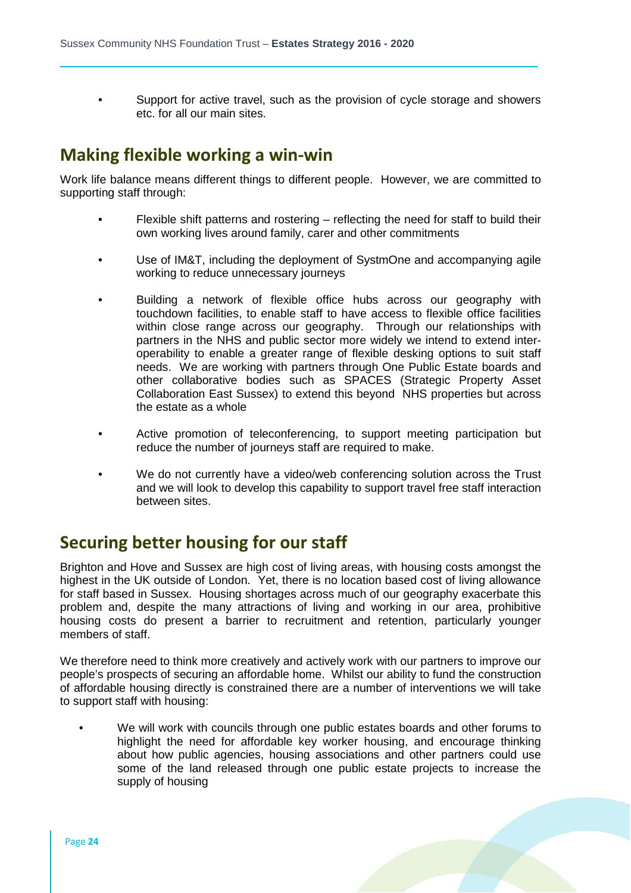- Support for active travel, such as the provision of cycle storage and showers etc. for all our main sites.

## Making flexible working a win-win

Work life balance means different things to different people. However, we are committed to supporting staff through:

- Flexible shift patterns and rostering – reflecting the need for staff to build their own working lives around family, carer and other commitments

- Use of IM&T, including the deployment of SystmOne and accompanying agile working to reduce unnecessary journeys

- Building a network of flexible office hubs across our geography with touchdown facilities, to enable staff to have access to flexible office facilities within close range across our geography. Through our relationships with partners in the NHS and public sector more widely we intend to extend inter-operability to enable a greater range of flexible desking options to suit staff needs. We are working with partners through One Public Estate boards and other collaborative bodies such as SPACES (Strategic Property Asset Collaboration East Sussex) to extend this beyond NHS properties but across the estate as a whole

- Active promotion of teleconferencing, to support meeting participation but reduce the number of journeys staff are required to make.

- We do not currently have a video/web conferencing solution across the Trust and we will look to develop this capability to support travel free staff interaction between sites.

## Securing better housing for our staff

Brighton and Hove and Sussex are high cost of living areas, with housing costs amongst the highest in the UK outside of London. Yet, there is no location based cost of living allowance for staff based in Sussex. Housing shortages across much of our geography exacerbate this problem and, despite the many attractions of living and working in our area, prohibitive housing costs do present a barrier to recruitment and retention, particularly younger members of staff.

We therefore need to think more creatively and actively work with our partners to improve our people's prospects of securing an affordable home. Whilst our ability to fund the construction of affordable housing directly is constrained there are a number of interventions we will take to support staff with housing:

- We will work with councils through one public estates boards and other forums to highlight the need for affordable key worker housing, and encourage thinking about how public agencies, housing associations and other partners could use some of the land released through one public estate projects to increase the supply of housing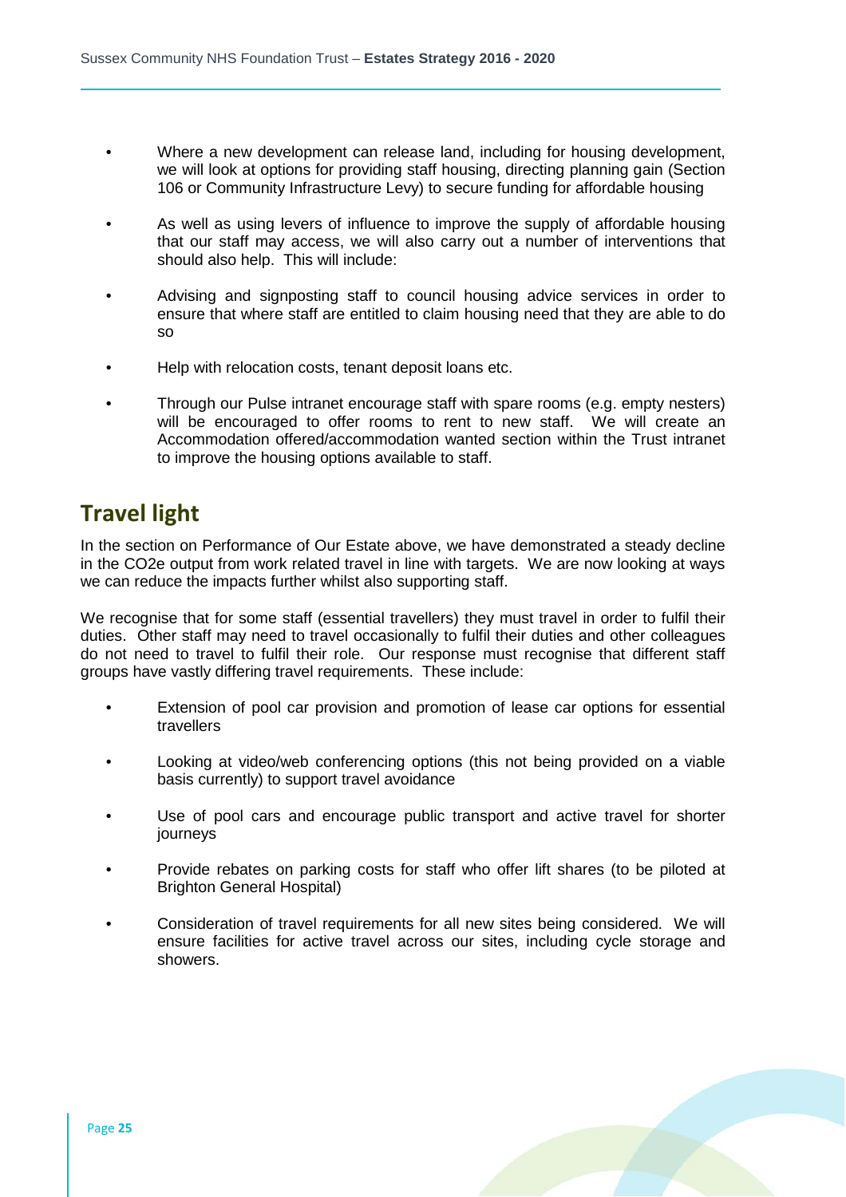- Where a new development can release land, including for housing development, we will look at options for providing staff housing, directing planning gain (Section 106 or Community Infrastructure Levy) to secure funding for affordable housing

- As well as using levers of influence to improve the supply of affordable housing that our staff may access, we will also carry out a number of interventions that should also help. This will include:

- Advising and signposting staff to council housing advice services in order to ensure that where staff are entitled to claim housing need that they are able to do so

- Help with relocation costs, tenant deposit loans etc.

- Through our Pulse intranet encourage staff with spare rooms (e.g. empty nesters) will be encouraged to offer rooms to rent to new staff. We will create an Accommodation offered/accommodation wanted section within the Trust intranet to improve the housing options available to staff.

## Travel light

In the section on Performance of Our Estate above, we have demonstrated a steady decline in the $CO_2e$ output from work related travel in line with targets. We are now looking at ways we can reduce the impacts further whilst also supporting staff.

We recognise that for some staff (essential travellers) they must travel in order to fulfil their duties. Other staff may need to travel occasionally to fulfil their duties and other colleagues do not need to travel to fulfil their role. Our response must recognise that different staff groups have vastly differing travel requirements. These include:

- Extension of pool car provision and promotion of lease car options for essential travellers

- Looking at video/web conferencing options (this not being provided on a viable basis currently) to support travel avoidance

- Use of pool cars and encourage public transport and active travel for shorter journeys

- Provide rebates on parking costs for staff who offer lift shares (to be piloted at Brighton General Hospital)

- Consideration of travel requirements for all new sites being considered. We will ensure facilities for active travel across our sites, including cycle storage and showers.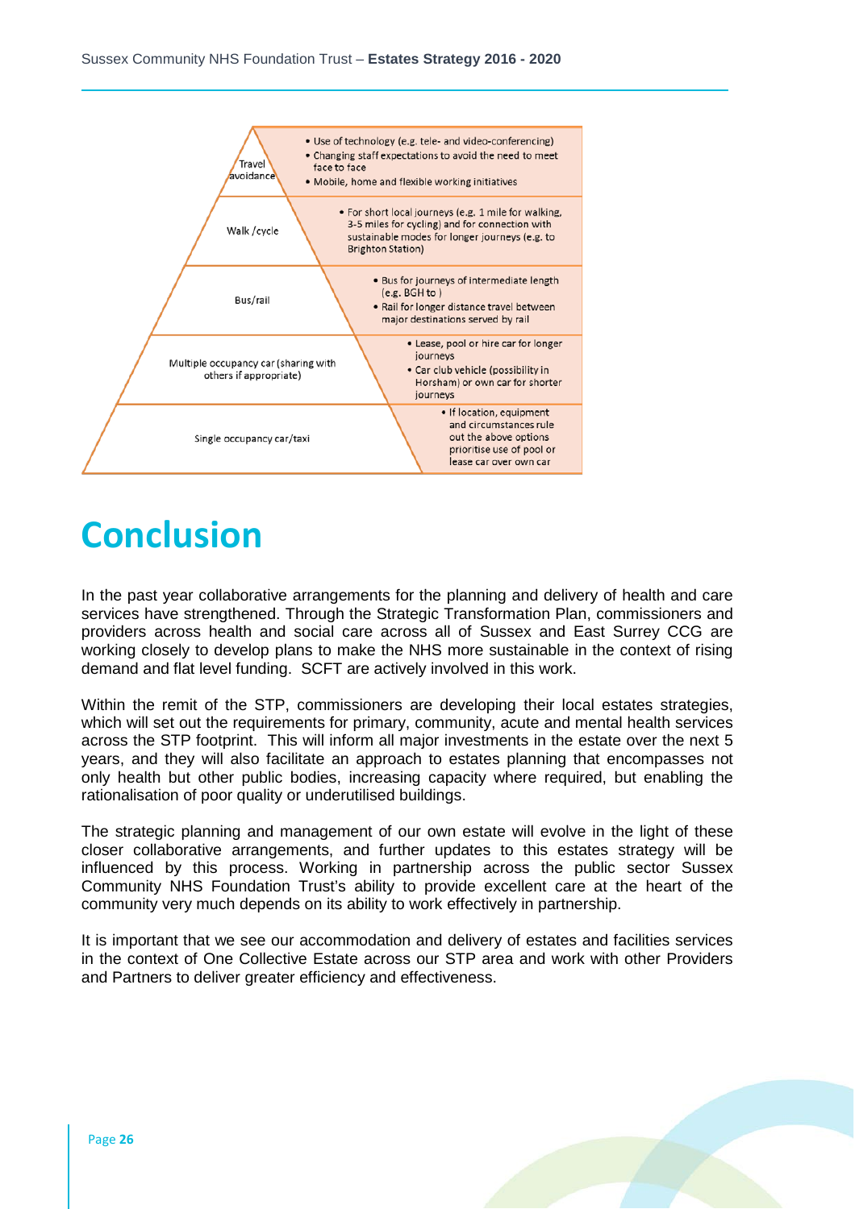| | |
|---|---|
| Travel avoidance | • Use of technology (e.g. tele- and video-conferencing)<br>• Changing staff expectations to avoid the need to meet face to face<br>• Mobile, home and flexible working initiatives |
| Walk /cycle | • For short local journeys (e.g. 1 mile for walking, 3-5 miles for cycling) and for connection with sustainable modes for longer journeys (e.g. to Brighton Station) |
| Bus/rail | • Bus for journeys of intermediate length (e.g. BGH to )<br>• Rail for longer distance travel between major destinations served by rail |
| Multiple occupancy car (sharing with others if appropriate) | • Lease, pool or hire car for longer journeys<br>• Car club vehicle (possibility in Horsham) or own car for shorter journeys |
| Single occupancy car/taxi | • If location, equipment and circumstances rule out the above options prioritise use of pool or lease car over own car |

# Conclusion

In the past year collaborative arrangements for the planning and delivery of health and care services have strengthened. Through the Strategic Transformation Plan, commissioners and providers across health and social care across all of Sussex and East Surrey CCG are working closely to develop plans to make the NHS more sustainable in the context of rising demand and flat level funding. SCFT are actively involved in this work.

Within the remit of the STP, commissioners are developing their local estates strategies, which will set out the requirements for primary, community, acute and mental health services across the STP footprint. This will inform all major investments in the estate over the next 5 years, and they will also facilitate an approach to estates planning that encompasses not only health but other public bodies, increasing capacity where required, but enabling the rationalisation of poor quality or underutilised buildings.

The strategic planning and management of our own estate will evolve in the light of these closer collaborative arrangements, and further updates to this estates strategy will be influenced by this process. Working in partnership across the public sector Sussex Community NHS Foundation Trust's ability to provide excellent care at the heart of the community very much depends on its ability to work effectively in partnership.

It is important that we see our accommodation and delivery of estates and facilities services in the context of One Collective Estate across our STP area and work with other Providers and Partners to deliver greater efficiency and effectiveness.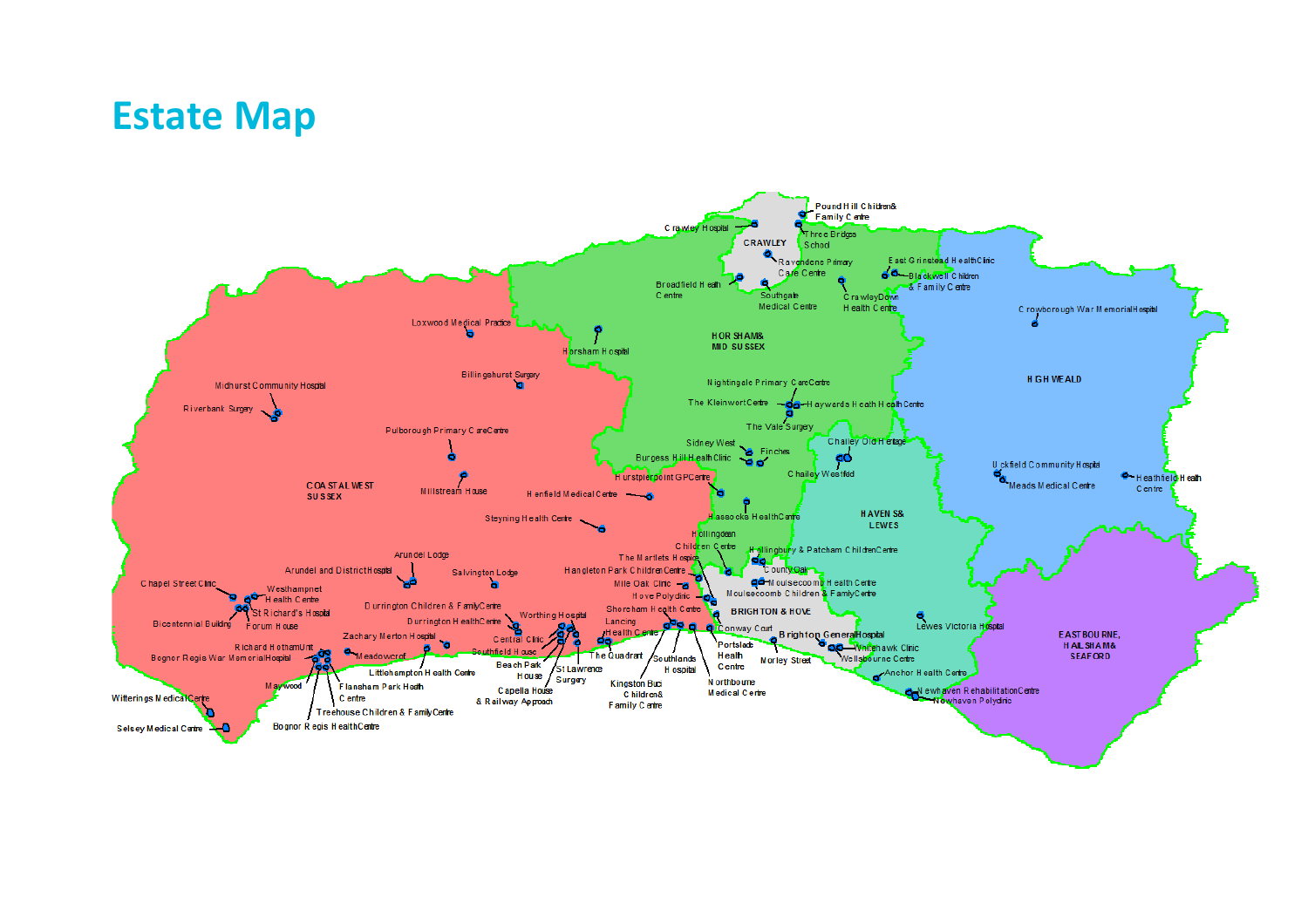# Estate Map

CRAWLEY

Pound Hill Children& Family Centre

Crawley Hospital

Three Bridges School

Ravendene Primary Care Centre

East Grinstead Health Clinic

Blackwell Children & Family Centre

Broadfield Health Centre

Southgate Medical Centre

Crawley Down Health Centre

Crowborough War Memorial Hospital

Loxwood Medical Practice

Horsham Hospital

HORSHAM& MID SUSSEX

HIGH WEALD

Billingshurst Surgery

Midhurst Community Hospital

Nightingale Primary Care Centre

Riverbank Surgery

The Kleinwort Centre

Haywards Heath Health Centre

Pulborough Primary Care Centre

The Vale Surgery

Sidney West

Finches

Chailey Old Heritage

Burgess Hill Health Clinic

Chailey Westfield

Uckfield Community Hospital

Heathfield Health Centre

COASTAL WEST SUSSEX

Millstream House

Hurstpierpoint GP Centre

Meads Medical Centre

Henfield Medical Centre

Hassocks Health Centre

HAVENS& LEWES

Steyning Health Centre

Hollingdean Children Centre

Hollingbury & Patcham Children Centre

Arundel Lodge

The Martlets Hospice

Arundel and District Hospital

Salvington Lodge

Hangleton Park Children Centre

County Oak

Chapel Street Clinic

Mile Oak Clinic

Moulsecoomb Health Centre

Westhampnet Health Centre

Hove Polyclinic

Moulsecoomb Children & Family Centre

Durrington Children & Family Centre

St Richard's Hospital

Shoreham Health Centre

BRIGHTON & HOVE

Bicentennial Building

Forum House

Durrington Health Centre

Worthing Hospital

Lancing Health Centre

Conway Court

Lewes Victoria Hospital

EASTBOURNE, HAILSHAM& SEAFORD

Zachary Merton Hospital

Brighton General Hospital

Central Clinic

Portslade Health Centre

Whitehawk Clinic

Richard Hotham Unit

Southfield House

The Quadrant

Wellsbourne Centre

Bognor Regis War Memorial Hospital

Meadowcroft

Southlands Hospital

Norley Street

Beach Park House

St Lawrence Surgery

Anchor Health Centre

Littlehampton Health Centre

Newhaven Rehabilitation Centre

Maywood

Flansham Park Health Centre

Kingston Buci Children& Family Centre

Northbourne Medical Centre

Newhaven Polyclinic

Witterings Medical Centre

Capella House & Railway Approach

Treehouse Children & Family Centre

Selsey Medical Centre

Bognor Regis Health Centre